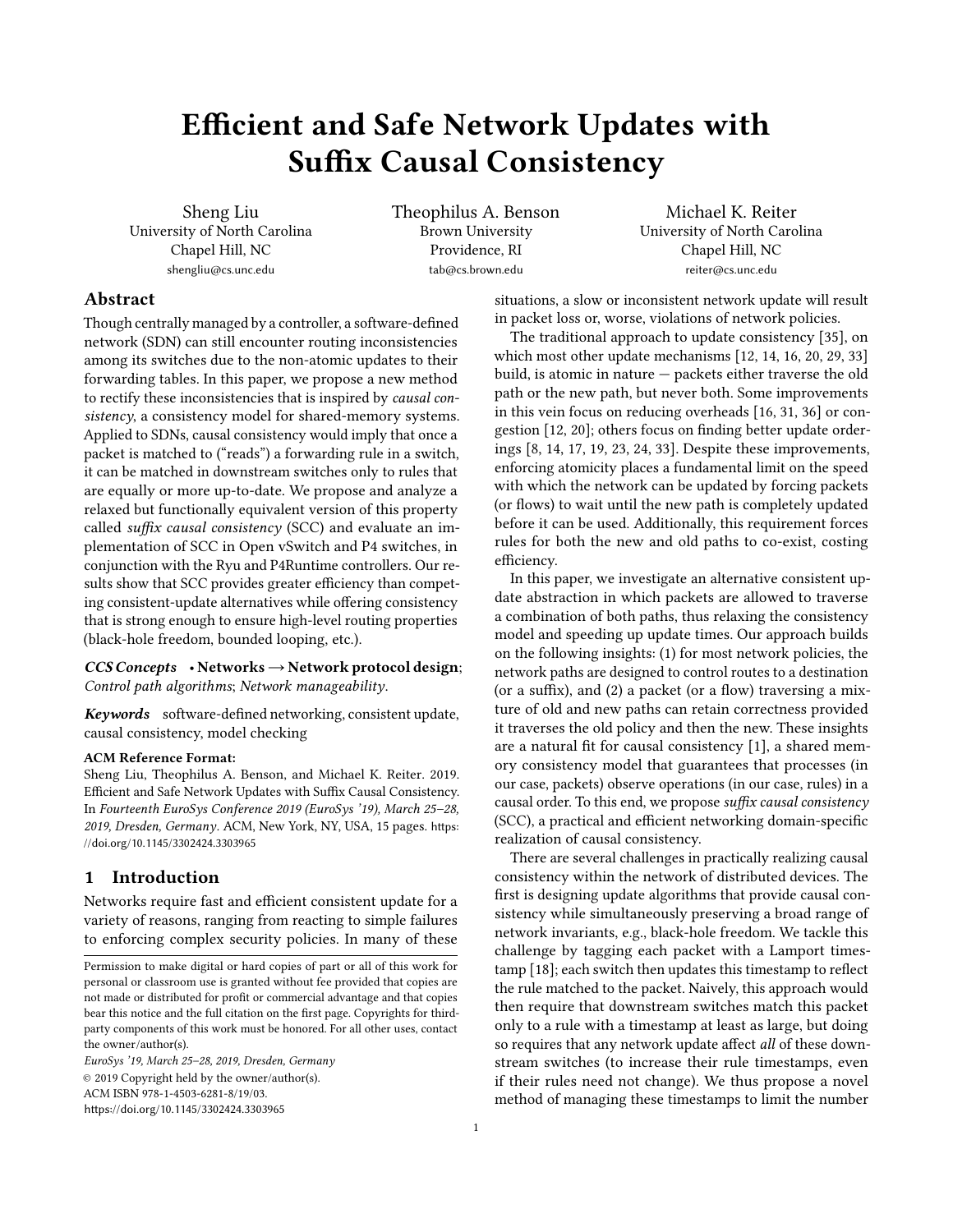# Efficient and Safe Network Updates with Suffix Causal Consistency

Sheng Liu
University of North Carolina
Chapel Hill, NC
shengliu@cs.unc.edu

Theophilus A. Benson
Brown University
Providence, RI
tab@cs.brown.edu

Michael K. Reiter
University of North Carolina
Chapel Hill, NC
reiter@cs.unc.edu

## Abstract

Though centrally managed by a controller, a software-defined network (SDN) can still encounter routing inconsistencies among its switches due to the non-atomic updates to their forwarding tables. In this paper, we propose a new method to rectify these inconsistencies that is inspired by *causal consistency*, a consistency model for shared-memory systems. Applied to SDNs, causal consistency would imply that once a packet is matched to ("reads") a forwarding rule in a switch, it can be matched in downstream switches only to rules that are equally or more up-to-date. We propose and analyze a relaxed but functionally equivalent version of this property called *suffix causal consistency* (SCC) and evaluate an implementation of SCC in Open vSwitch and P4 switches, in conjunction with the Ryu and P4Runtime controllers. Our results show that SCC provides greater efficiency than competing consistent-update alternatives while offering consistency that is strong enough to ensure high-level routing properties (black-hole freedom, bounded looping, etc.).

***CCS Concepts*** • **Networks → Network protocol design**; *Control path algorithms*; *Network manageability*.

***Keywords*** software-defined networking, consistent update, causal consistency, model checking

**ACM Reference Format:**
Sheng Liu, Theophilus A. Benson, and Michael K. Reiter. 2019. Efficient and Safe Network Updates with Suffix Causal Consistency. In *Fourteenth EuroSys Conference 2019 (EuroSys '19), March 25–28, 2019, Dresden, Germany*. ACM, New York, NY, USA, 15 pages. https://doi.org/10.1145/3302424.3303965

## 1 Introduction

Networks require fast and efficient consistent update for a variety of reasons, ranging from reacting to simple failures to enforcing complex security policies. In many of these situations, a slow or inconsistent network update will result in packet loss or, worse, violations of network policies.

The traditional approach to update consistency [35], on which most other update mechanisms [12, 14, 16, 20, 29, 33] build, is atomic in nature — packets either traverse the old path or the new path, but never both. Some improvements in this vein focus on reducing overheads [16, 31, 36] or congestion [12, 20]; others focus on finding better update orderings [8, 14, 17, 19, 23, 24, 33]. Despite these improvements, enforcing atomicity places a fundamental limit on the speed with which the network can be updated by forcing packets (or flows) to wait until the new path is completely updated before it can be used. Additionally, this requirement forces rules for both the new and old paths to co-exist, costing efficiency.

In this paper, we investigate an alternative consistent update abstraction in which packets are allowed to traverse a combination of both paths, thus relaxing the consistency model and speeding up update times. Our approach builds on the following insights: (1) for most network policies, the network paths are designed to control routes to a destination (or a suffix), and (2) a packet (or a flow) traversing a mixture of old and new paths can retain correctness provided it traverses the old policy and then the new. These insights are a natural fit for causal consistency [1], a shared memory consistency model that guarantees that processes (in our case, packets) observe operations (in our case, rules) in a causal order. To this end, we propose *suffix causal consistency* (SCC), a practical and efficient networking domain-specific realization of causal consistency.

There are several challenges in practically realizing causal consistency within the network of distributed devices. The first is designing update algorithms that provide causal consistency while simultaneously preserving a broad range of network invariants, e.g., black-hole freedom. We tackle this challenge by tagging each packet with a Lamport timestamp [18]; each switch then updates this timestamp to reflect the rule matched to the packet. Naively, this approach would then require that downstream switches match this packet only to a rule with a timestamp at least as large, but doing so requires that any network update affect *all* of these downstream switches (to increase their rule timestamps, even if their rules need not change). We thus propose a novel method of managing these timestamps to limit the number

Permission to make digital or hard copies of part or all of this work for personal or classroom use is granted without fee provided that copies are not made or distributed for profit or commercial advantage and that copies bear this notice and the full citation on the first page. Copyrights for third-party components of this work must be honored. For all other uses, contact the owner/author(s).
*EuroSys '19, March 25–28, 2019, Dresden, Germany*
© 2019 Copyright held by the owner/author(s).
ACM ISBN 978-1-4503-6281-8/19/03.
https://doi.org/10.1145/3302424.3303965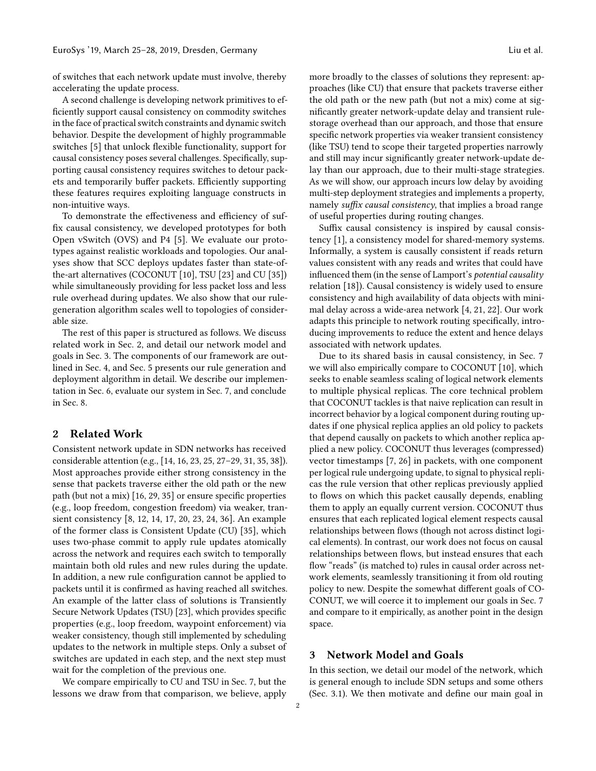of switches that each network update must involve, thereby accelerating the update process.

A second challenge is developing network primitives to efficiently support causal consistency on commodity switches in the face of practical switch constraints and dynamic switch behavior. Despite the development of highly programmable switches [5] that unlock flexible functionality, support for causal consistency poses several challenges. Specifically, supporting causal consistency requires switches to detour packets and temporarily buffer packets. Efficiently supporting these features requires exploiting language constructs in non-intuitive ways.

To demonstrate the effectiveness and efficiency of suffix causal consistency, we developed prototypes for both Open vSwitch (OVS) and P4 [5]. We evaluate our prototypes against realistic workloads and topologies. Our analyses show that SCC deploys updates faster than state-of-the-art alternatives (COCONUT [10], TSU [23] and CU [35]) while simultaneously providing for less packet loss and less rule overhead during updates. We also show that our rule-generation algorithm scales well to topologies of considerable size.

The rest of this paper is structured as follows. We discuss related work in Sec. 2, and detail our network model and goals in Sec. 3. The components of our framework are outlined in Sec. 4, and Sec. 5 presents our rule generation and deployment algorithm in detail. We describe our implementation in Sec. 6, evaluate our system in Sec. 7, and conclude in Sec. 8.

## 2 Related Work

Consistent network update in SDN networks has received considerable attention (e.g., [14, 16, 23, 25, 27–29, 31, 35, 38]). Most approaches provide either strong consistency in the sense that packets traverse either the old path or the new path (but not a mix) [16, 29, 35] or ensure specific properties (e.g., loop freedom, congestion freedom) via weaker, transient consistency [8, 12, 14, 17, 20, 23, 24, 36]. An example of the former class is Consistent Update (CU) [35], which uses two-phase commit to apply rule updates atomically across the network and requires each switch to temporally maintain both old rules and new rules during the update. In addition, a new rule configuration cannot be applied to packets until it is confirmed as having reached all switches. An example of the latter class of solutions is Transiently Secure Network Updates (TSU) [23], which provides specific properties (e.g., loop freedom, waypoint enforcement) via weaker consistency, though still implemented by scheduling updates to the network in multiple steps. Only a subset of switches are updated in each step, and the next step must wait for the completion of the previous one.

We compare empirically to CU and TSU in Sec. 7, but the lessons we draw from that comparison, we believe, apply more broadly to the classes of solutions they represent: approaches (like CU) that ensure that packets traverse either the old path or the new path (but not a mix) come at significantly greater network-update delay and transient rule-storage overhead than our approach, and those that ensure specific network properties via weaker transient consistency (like TSU) tend to scope their targeted properties narrowly and still may incur significantly greater network-update delay than our approach, due to their multi-stage strategies. As we will show, our approach incurs low delay by avoiding multi-step deployment strategies and implements a property, namely *suffix causal consistency*, that implies a broad range of useful properties during routing changes.

Suffix causal consistency is inspired by causal consistency [1], a consistency model for shared-memory systems. Informally, a system is causally consistent if reads return values consistent with any reads and writes that could have influenced them (in the sense of Lamport's *potential causality* relation [18]). Causal consistency is widely used to ensure consistency and high availability of data objects with minimal delay across a wide-area network [4, 21, 22]. Our work adapts this principle to network routing specifically, introducing improvements to reduce the extent and hence delays associated with network updates.

Due to its shared basis in causal consistency, in Sec. 7 we will also empirically compare to COCONUT [10], which seeks to enable seamless scaling of logical network elements to multiple physical replicas. The core technical problem that COCONUT tackles is that naive replication can result in incorrect behavior by a logical component during routing updates if one physical replica applies an old policy to packets that depend causally on packets to which another replica applied a new policy. COCONUT thus leverages (compressed) vector timestamps [7, 26] in packets, with one component per logical rule undergoing update, to signal to physical replicas the rule version that other replicas previously applied to flows on which this packet causally depends, enabling them to apply an equally current version. COCONUT thus ensures that each replicated logical element respects causal relationships between flows (though not across distinct logical elements). In contrast, our work does not focus on causal relationships between flows, but instead ensures that each flow "reads" (is matched to) rules in causal order across network elements, seamlessly transitioning it from old routing policy to new. Despite the somewhat different goals of COCONUT, we will coerce it to implement our goals in Sec. 7 and compare to it empirically, as another point in the design space.

## 3 Network Model and Goals

In this section, we detail our model of the network, which is general enough to include SDN setups and some others (Sec. 3.1). We then motivate and define our main goal in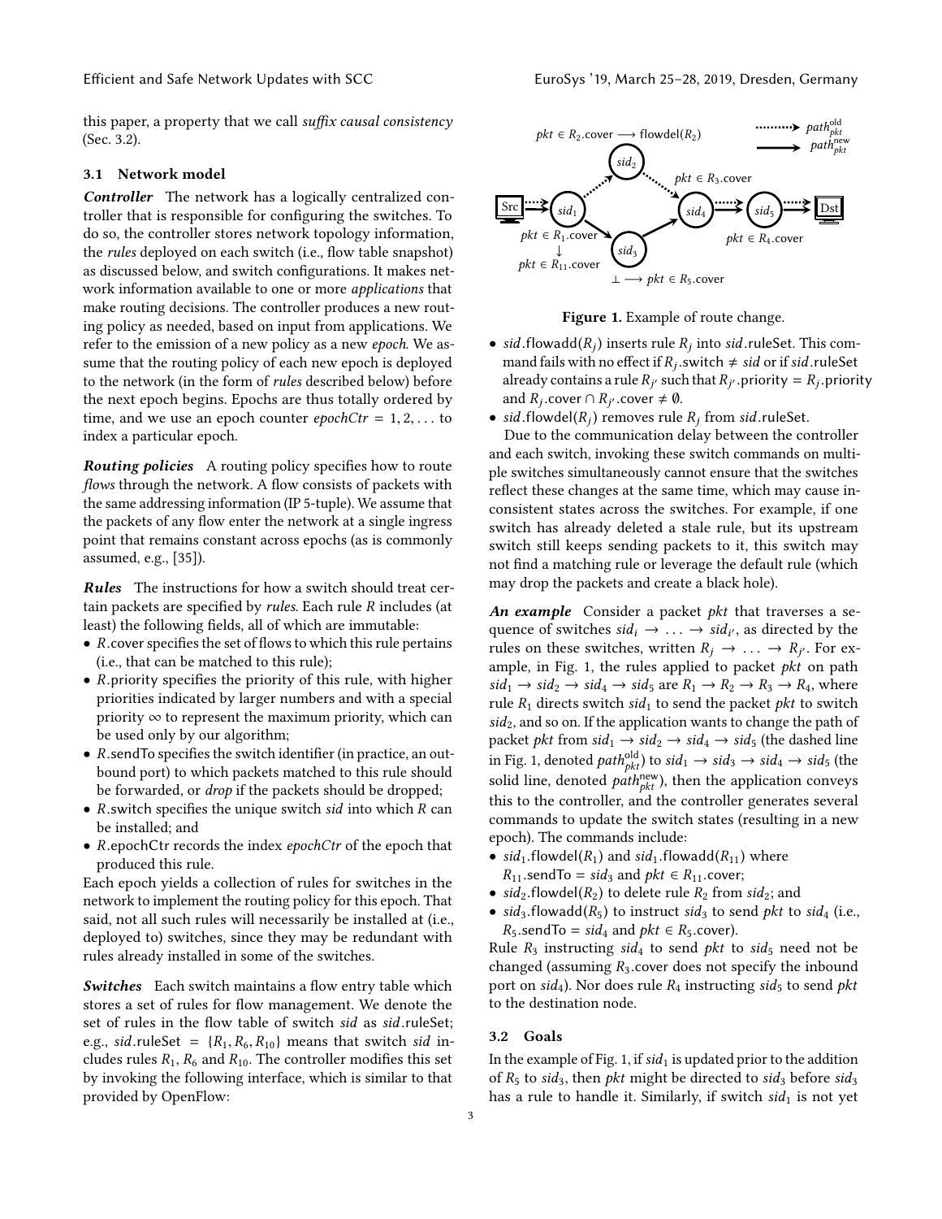this paper, a property that we call *suffix causal consistency* (Sec. 3.2).

### 3.1 Network model

***Controller*** The network has a logically centralized controller that is responsible for configuring the switches. To do so, the controller stores network topology information, the *rules* deployed on each switch (i.e., flow table snapshot) as discussed below, and switch configurations. It makes network information available to one or more *applications* that make routing decisions. The controller produces a new routing policy as needed, based on input from applications. We refer to the emission of a new policy as a new *epoch*. We assume that the routing policy of each new epoch is deployed to the network (in the form of *rules* described below) before the next epoch begins. Epochs are thus totally ordered by time, and we use an epoch counter $epochCtr = 1, 2, \ldots$ to index a particular epoch.

***Routing policies*** A routing policy specifies how to route *flows* through the network. A flow consists of packets with the same addressing information (IP 5-tuple). We assume that the packets of any flow enter the network at a single ingress point that remains constant across epochs (as is commonly assumed, e.g., [35]).

***Rules*** The instructions for how a switch should treat certain packets are specified by *rules*. Each rule $R$ includes (at least) the following fields, all of which are immutable:

- $R$.cover specifies the set of flows to which this rule pertains (i.e., that can be matched to this rule);
- $R$.priority specifies the priority of this rule, with higher priorities indicated by larger numbers and with a special priority $\infty$ to represent the maximum priority, which can be used only by our algorithm;
- $R$.sendTo specifies the switch identifier (in practice, an outbound port) to which packets matched to this rule should be forwarded, or *drop* if the packets should be dropped;
- $R$.switch specifies the unique switch *sid* into which $R$ can be installed; and
- $R$.epochCtr records the index *epochCtr* of the epoch that produced this rule.

Each epoch yields a collection of rules for switches in the network to implement the routing policy for this epoch. That said, not all such rules will necessarily be installed at (i.e., deployed to) switches, since they may be redundant with rules already installed in some of the switches.

***Switches*** Each switch maintains a flow entry table which stores a set of rules for flow management. We denote the set of rules in the flow table of switch *sid* as *sid*.ruleSet; e.g., *sid*.ruleSet $= \{R_1, R_6, R_{10}\}$ means that switch *sid* includes rules $R_1$, $R_6$ and $R_{10}$. The controller modifies this set by invoking the following interface, which is similar to that provided by OpenFlow:

Figure 1. Example of route change.

- *sid*.flowadd($R_j$) inserts rule $R_j$ into *sid*.ruleSet. This command fails with no effect if $R_j$.switch $\neq$ *sid* or if *sid*.ruleSet already contains a rule $R_{j'}$ such that $R_{j'}$.priority $= R_j$.priority and $R_j$.cover $\cap$ $R_{j'}$.cover $\neq \emptyset$.
- *sid*.flowdel($R_j$) removes rule $R_j$ from *sid*.ruleSet.

Due to the communication delay between the controller and each switch, invoking these switch commands on multiple switches simultaneously cannot ensure that the switches reflect these changes at the same time, which may cause inconsistent states across the switches. For example, if one switch has already deleted a stale rule, but its upstream switch still keeps sending packets to it, this switch may not find a matching rule or leverage the default rule (which may drop the packets and create a black hole).

***An example*** Consider a packet *pkt* that traverses a sequence of switches $sid_i \rightarrow \ldots \rightarrow sid_{i'}$, as directed by the rules on these switches, written $R_j \rightarrow \ldots \rightarrow R_{j'}$. For example, in Fig. 1, the rules applied to packet *pkt* on path $sid_1 \rightarrow sid_2 \rightarrow sid_4 \rightarrow sid_5$ are $R_1 \rightarrow R_2 \rightarrow R_3 \rightarrow R_4$, where rule $R_1$ directs switch $sid_1$ to send the packet *pkt* to switch $sid_2$, and so on. If the application wants to change the path of packet *pkt* from $sid_1 \rightarrow sid_2 \rightarrow sid_4 \rightarrow sid_5$ (the dashed line in Fig. 1, denoted $path^{\text{old}}_{pkt}$) to $sid_1 \rightarrow sid_3 \rightarrow sid_4 \rightarrow sid_5$ (the solid line, denoted $path^{\text{new}}_{pkt}$), then the application conveys this to the controller, and the controller generates several commands to update the switch states (resulting in a new epoch). The commands include:

- $sid_1$.flowdel($R_1$) and $sid_1$.flowadd($R_{11}$) where $R_{11}$.sendTo $= sid_3$ and $pkt \in R_{11}$.cover;
- $sid_2$.flowdel($R_2$) to delete rule $R_2$ from $sid_2$; and
- $sid_3$.flowadd($R_5$) to instruct $sid_3$ to send *pkt* to $sid_4$ (i.e., $R_5$.sendTo $= sid_4$ and $pkt \in R_5$.cover).

Rule $R_3$ instructing $sid_4$ to send *pkt* to $sid_5$ need not be changed (assuming $R_3$.cover does not specify the inbound port on $sid_4$). Nor does rule $R_4$ instructing $sid_5$ to send *pkt* to the destination node.

### 3.2 Goals

In the example of Fig. 1, if $sid_1$ is updated prior to the addition of $R_5$ to $sid_3$, then *pkt* might be directed to $sid_3$ before $sid_3$ has a rule to handle it. Similarly, if switch $sid_1$ is not yet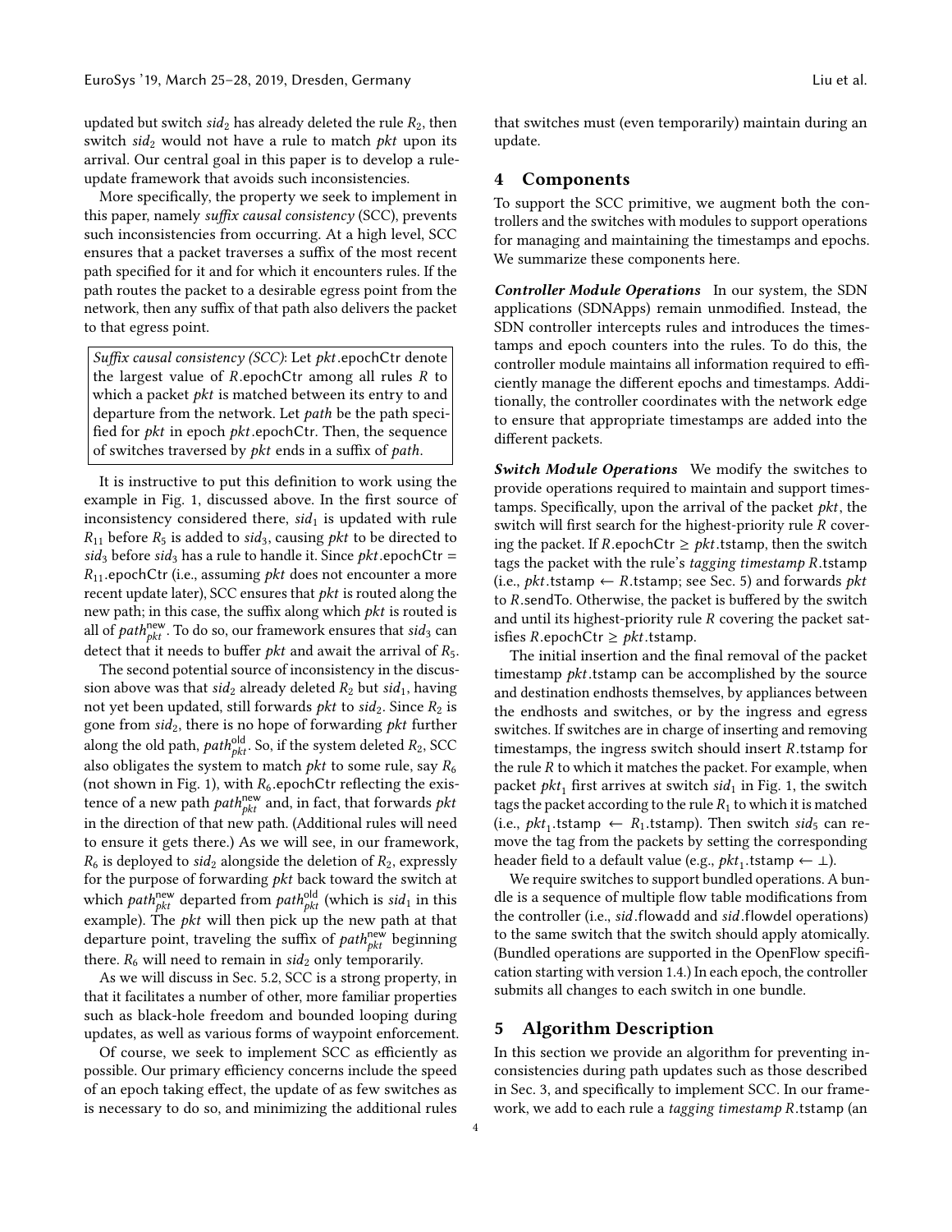updated but switch $sid_2$ has already deleted the rule $R_2$, then switch $sid_2$ would not have a rule to match *pkt* upon its arrival. Our central goal in this paper is to develop a rule-update framework that avoids such inconsistencies.

More specifically, the property we seek to implement in this paper, namely *suffix causal consistency* (SCC), prevents such inconsistencies from occurring. At a high level, SCC ensures that a packet traverses a suffix of the most recent path specified for it and for which it encounters rules. If the path routes the packet to a desirable egress point from the network, then any suffix of that path also delivers the packet to that egress point.

> *Suffix causal consistency (SCC)*: Let *pkt*.epochCtr denote the largest value of *R*.epochCtr among all rules *R* to which a packet *pkt* is matched between its entry to and departure from the network. Let *path* be the path specified for *pkt* in epoch *pkt*.epochCtr. Then, the sequence of switches traversed by *pkt* ends in a suffix of *path*.

It is instructive to put this definition to work using the example in Fig. 1, discussed above. In the first source of inconsistency considered there, $sid_1$ is updated with rule $R_{11}$ before $R_5$ is added to $sid_3$, causing *pkt* to be directed to $sid_3$ before $sid_3$ has a rule to handle it. Since *pkt*.epochCtr = $R_{11}$.epochCtr (i.e., assuming *pkt* does not encounter a more recent update later), SCC ensures that *pkt* is routed along the new path; in this case, the suffix along which *pkt* is routed is all of $path_{pkt}^{\text{new}}$. To do so, our framework ensures that $sid_3$ can detect that it needs to buffer *pkt* and await the arrival of $R_5$.

The second potential source of inconsistency in the discussion above was that $sid_2$ already deleted $R_2$ but $sid_1$, having not yet been updated, still forwards *pkt* to $sid_2$. Since $R_2$ is gone from $sid_2$, there is no hope of forwarding *pkt* further along the old path, $path_{pkt}^{\text{old}}$. So, if the system deleted $R_2$, SCC also obligates the system to match *pkt* to some rule, say $R_6$ (not shown in Fig. 1), with $R_6$.epochCtr reflecting the existence of a new path $path_{pkt}^{\text{new}}$ and, in fact, that forwards *pkt* in the direction of that new path. (Additional rules will need to ensure it gets there.) As we will see, in our framework, $R_6$ is deployed to $sid_2$ alongside the deletion of $R_2$, expressly for the purpose of forwarding *pkt* back toward the switch at which $path_{pkt}^{\text{new}}$ departed from $path_{pkt}^{\text{old}}$ (which is $sid_1$ in this example). The *pkt* will then pick up the new path at that departure point, traveling the suffix of $path_{pkt}^{\text{new}}$ beginning there. $R_6$ will need to remain in $sid_2$ only temporarily.

As we will discuss in Sec. 5.2, SCC is a strong property, in that it facilitates a number of other, more familiar properties such as black-hole freedom and bounded looping during updates, as well as various forms of waypoint enforcement.

Of course, we seek to implement SCC as efficiently as possible. Our primary efficiency concerns include the speed of an epoch taking effect, the update of as few switches as is necessary to do so, and minimizing the additional rules that switches must (even temporarily) maintain during an update.

## 4 Components

To support the SCC primitive, we augment both the controllers and the switches with modules to support operations for managing and maintaining the timestamps and epochs. We summarize these components here.

***Controller Module Operations*** In our system, the SDN applications (SDNApps) remain unmodified. Instead, the SDN controller intercepts rules and introduces the timestamps and epoch counters into the rules. To do this, the controller module maintains all information required to efficiently manage the different epochs and timestamps. Additionally, the controller coordinates with the network edge to ensure that appropriate timestamps are added into the different packets.

***Switch Module Operations*** We modify the switches to provide operations required to maintain and support timestamps. Specifically, upon the arrival of the packet *pkt*, the switch will first search for the highest-priority rule *R* covering the packet. If *R*.epochCtr ≥ *pkt*.tstamp, then the switch tags the packet with the rule's *tagging timestamp* *R*.tstamp (i.e., *pkt*.tstamp ← *R*.tstamp; see Sec. 5) and forwards *pkt* to *R*.sendTo. Otherwise, the packet is buffered by the switch and until its highest-priority rule *R* covering the packet satisfies *R*.epochCtr ≥ *pkt*.tstamp.

The initial insertion and the final removal of the packet timestamp *pkt*.tstamp can be accomplished by the source and destination endhosts themselves, by appliances between the endhosts and switches, or by the ingress and egress switches. If switches are in charge of inserting and removing timestamps, the ingress switch should insert *R*.tstamp for the rule *R* to which it matches the packet. For example, when packet $pkt_1$ first arrives at switch $sid_1$ in Fig. 1, the switch tags the packet according to the rule $R_1$ to which it is matched (i.e., $pkt_1$.tstamp ← $R_1$.tstamp). Then switch $sid_5$ can remove the tag from the packets by setting the corresponding header field to a default value (e.g., $pkt_1$.tstamp ← ⊥).

We require switches to support bundled operations. A bundle is a sequence of multiple flow table modifications from the controller (i.e., *sid*.flowadd and *sid*.flowdel operations) to the same switch that the switch should apply atomically. (Bundled operations are supported in the OpenFlow specification starting with version 1.4.) In each epoch, the controller submits all changes to each switch in one bundle.

## 5 Algorithm Description

In this section we provide an algorithm for preventing inconsistencies during path updates such as those described in Sec. 3, and specifically to implement SCC. In our framework, we add to each rule a *tagging timestamp* *R*.tstamp (an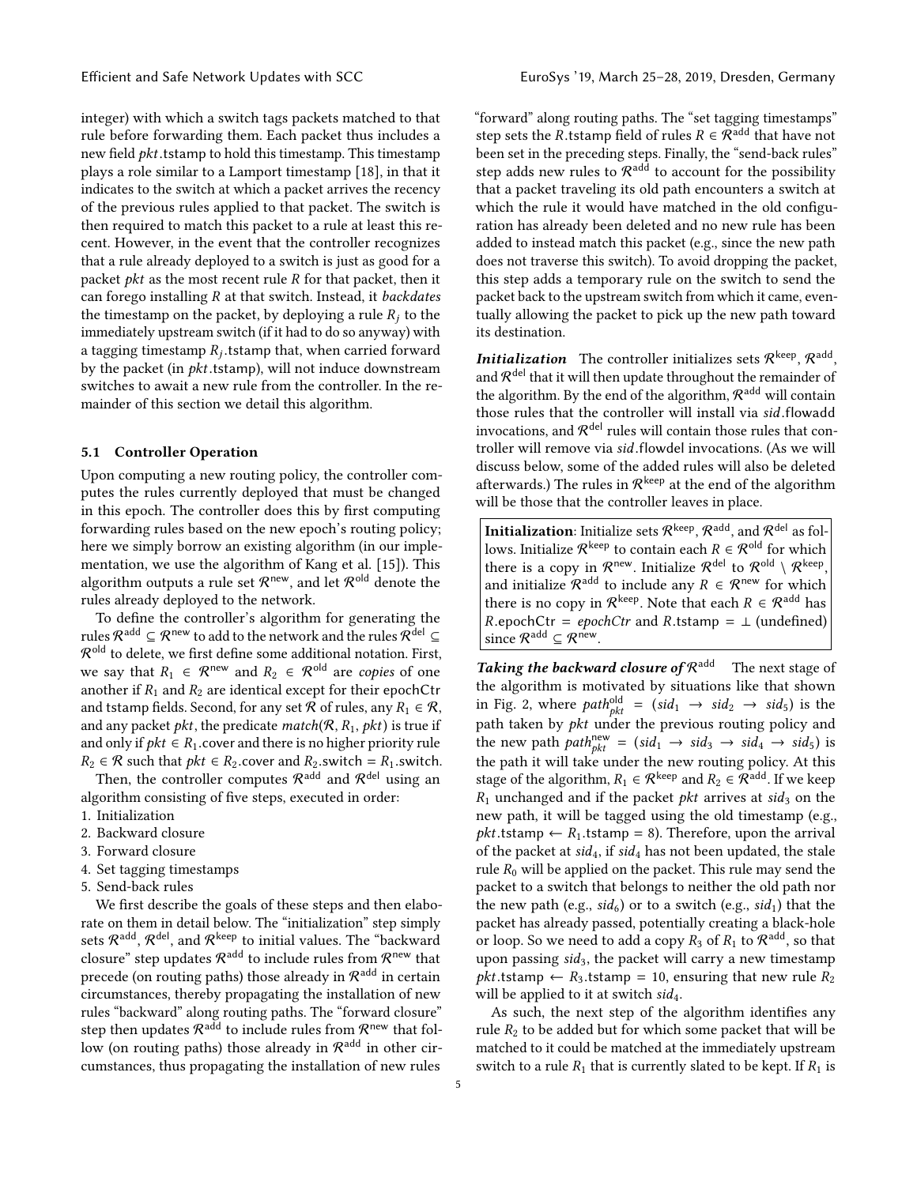integer) with which a switch tags packets matched to that rule before forwarding them. Each packet thus includes a new field *pkt*.tstamp to hold this timestamp. This timestamp plays a role similar to a Lamport timestamp [18], in that it indicates to the switch at which a packet arrives the recency of the previous rules applied to that packet. The switch is then required to match this packet to a rule at least this recent. However, in the event that the controller recognizes that a rule already deployed to a switch is just as good for a packet *pkt* as the most recent rule $R$ for that packet, then it can forego installing $R$ at that switch. Instead, it *backdates* the timestamp on the packet, by deploying a rule $R_j$ to the immediately upstream switch (if it had to do so anyway) with a tagging timestamp $R_j$.tstamp that, when carried forward by the packet (in *pkt*.tstamp), will not induce downstream switches to await a new rule from the controller. In the remainder of this section we detail this algorithm.

### 5.1 Controller Operation

Upon computing a new routing policy, the controller computes the rules currently deployed that must be changed in this epoch. The controller does this by first computing forwarding rules based on the new epoch's routing policy; here we simply borrow an existing algorithm (in our implementation, we use the algorithm of Kang et al. [15]). This algorithm outputs a rule set $\mathcal{R}^{\text{new}}$, and let $\mathcal{R}^{\text{old}}$ denote the rules already deployed to the network.

To define the controller's algorithm for generating the rules $\mathcal{R}^{\text{add}} \subseteq \mathcal{R}^{\text{new}}$ to add to the network and the rules $\mathcal{R}^{\text{del}} \subseteq \mathcal{R}^{\text{old}}$ to delete, we first define some additional notation. First, we say that $R_1 \in \mathcal{R}^{\text{new}}$ and $R_2 \in \mathcal{R}^{\text{old}}$ are *copies* of one another if $R_1$ and $R_2$ are identical except for their epochCtr and tstamp fields. Second, for any set $\mathcal{R}$ of rules, any $R_1 \in \mathcal{R}$, and any packet *pkt*, the predicate $match(\mathcal{R}, R_1, pkt)$ is true if and only if $pkt \in R_1$.cover and there is no higher priority rule $R_2 \in \mathcal{R}$ such that $pkt \in R_2$.cover and $R_2$.switch $= R_1$.switch.

Then, the controller computes $\mathcal{R}^{\text{add}}$ and $\mathcal{R}^{\text{del}}$ using an algorithm consisting of five steps, executed in order:

1. Initialization
2. Backward closure
3. Forward closure
4. Set tagging timestamps
5. Send-back rules

We first describe the goals of these steps and then elaborate on them in detail below. The "initialization" step simply sets $\mathcal{R}^{\text{add}}$, $\mathcal{R}^{\text{del}}$, and $\mathcal{R}^{\text{keep}}$ to initial values. The "backward closure" step updates $\mathcal{R}^{\text{add}}$ to include rules from $\mathcal{R}^{\text{new}}$ that precede (on routing paths) those already in $\mathcal{R}^{\text{add}}$ in certain circumstances, thereby propagating the installation of new rules "backward" along routing paths. The "forward closure" step then updates $\mathcal{R}^{\text{add}}$ to include rules from $\mathcal{R}^{\text{new}}$ that follow (on routing paths) those already in $\mathcal{R}^{\text{add}}$ in other circumstances, thus propagating the installation of new rules "forward" along routing paths. The "set tagging timestamps" step sets the $R$.tstamp field of rules $R \in \mathcal{R}^{\text{add}}$ that have not been set in the preceding steps. Finally, the "send-back rules" step adds new rules to $\mathcal{R}^{\text{add}}$ to account for the possibility that a packet traveling its old path encounters a switch at which the rule it would have matched in the old configuration has already been deleted and no new rule has been added to instead match this packet (e.g., since the new path does not traverse this switch). To avoid dropping the packet, this step adds a temporary rule on the switch to send the packet back to the upstream switch from which it came, eventually allowing the packet to pick up the new path toward its destination.

***Initialization*** The controller initializes sets $\mathcal{R}^{\text{keep}}$, $\mathcal{R}^{\text{add}}$, and $\mathcal{R}^{\text{del}}$ that it will then update throughout the remainder of the algorithm. By the end of the algorithm, $\mathcal{R}^{\text{add}}$ will contain those rules that the controller will install via *sid*.flowadd invocations, and $\mathcal{R}^{\text{del}}$ rules will contain those rules that controller will remove via *sid*.flowdel invocations. (As we will discuss below, some of the added rules will also be deleted afterwards.) The rules in $\mathcal{R}^{\text{keep}}$ at the end of the algorithm will be those that the controller leaves in place.

> **Initialization**: Initialize sets $\mathcal{R}^{\text{keep}}$, $\mathcal{R}^{\text{add}}$, and $\mathcal{R}^{\text{del}}$ as follows. Initialize $\mathcal{R}^{\text{keep}}$ to contain each $R \in \mathcal{R}^{\text{old}}$ for which there is a copy in $\mathcal{R}^{\text{new}}$. Initialize $\mathcal{R}^{\text{del}}$ to $\mathcal{R}^{\text{old}} \setminus \mathcal{R}^{\text{keep}}$, and initialize $\mathcal{R}^{\text{add}}$ to include any $R \in \mathcal{R}^{\text{new}}$ for which there is no copy in $\mathcal{R}^{\text{keep}}$. Note that each $R \in \mathcal{R}^{\text{add}}$ has $R$.epochCtr $=$ *epochCtr* and $R$.tstamp $= \perp$ (undefined) since $\mathcal{R}^{\text{add}} \subseteq \mathcal{R}^{\text{new}}$.

***Taking the backward closure of $\mathcal{R}^{\text{add}}$*** The next stage of the algorithm is motivated by situations like that shown in Fig. 2, where $path^{\text{old}}_{pkt} = (sid_1 \rightarrow sid_2 \rightarrow sid_5)$ is the path taken by *pkt* under the previous routing policy and the new path $path^{\text{new}}_{pkt} = (sid_1 \rightarrow sid_3 \rightarrow sid_4 \rightarrow sid_5)$ is the path it will take under the new routing policy. At this stage of the algorithm, $R_1 \in \mathcal{R}^{\text{keep}}$ and $R_2 \in \mathcal{R}^{\text{add}}$. If we keep $R_1$ unchanged and if the packet *pkt* arrives at $sid_3$ on the new path, it will be tagged using the old timestamp (e.g., *pkt*.tstamp $\leftarrow R_1$.tstamp $= 8$). Therefore, upon the arrival of the packet at $sid_4$, if $sid_4$ has not been updated, the stale rule $R_0$ will be applied on the packet. This rule may send the packet to a switch that belongs to neither the old path nor the new path (e.g., $sid_6$) or to a switch (e.g., $sid_1$) that the packet has already passed, potentially creating a black-hole or loop. So we need to add a copy $R_3$ of $R_1$ to $\mathcal{R}^{\text{add}}$, so that upon passing $sid_3$, the packet will carry a new timestamp *pkt*.tstamp $\leftarrow R_3$.tstamp $= 10$, ensuring that new rule $R_2$ will be applied to it at switch $sid_4$.

As such, the next step of the algorithm identifies any rule $R_2$ to be added but for which some packet that will be matched to it could be matched at the immediately upstream switch to a rule $R_1$ that is currently slated to be kept. If $R_1$ is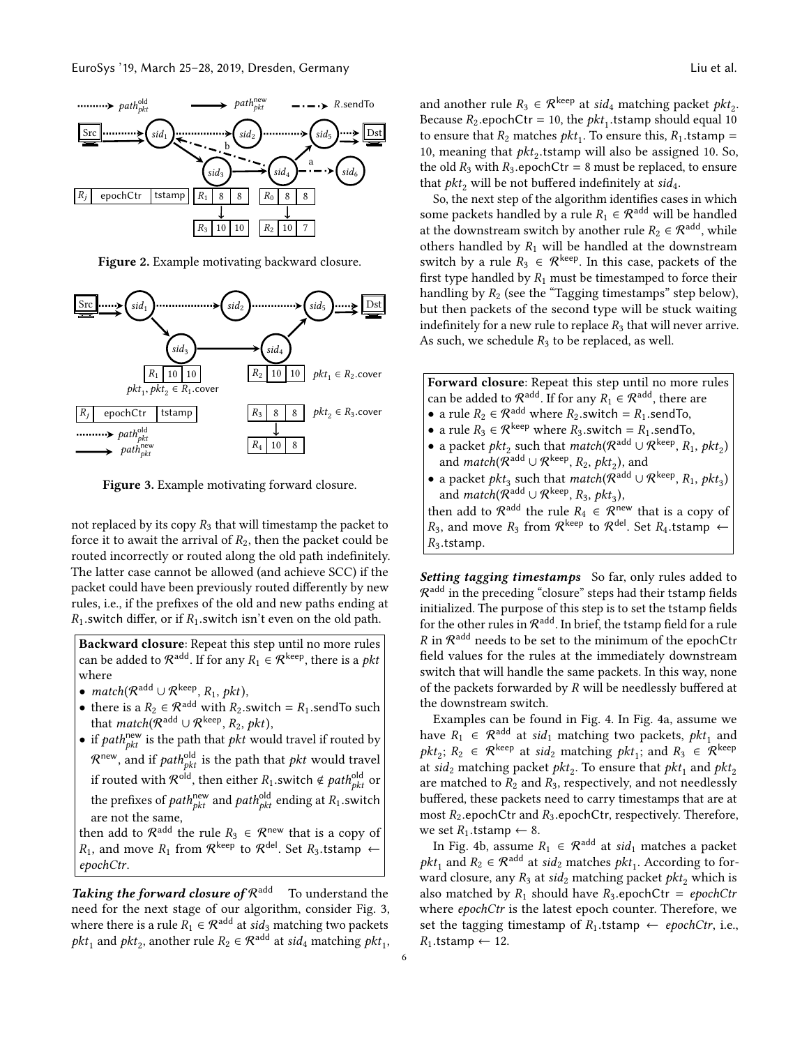Figure 2. Example motivating backward closure.

Figure 3. Example motivating forward closure.

not replaced by its copy $R_3$ that will timestamp the packet to force it to await the arrival of $R_2$, then the packet could be routed incorrectly or routed along the old path indefinitely. The latter case cannot be allowed (and achieve SCC) if the packet could have been previously routed differently by new rules, i.e., if the prefixes of the old and new paths ending at $R_1$.switch differ, or if $R_1$.switch isn't even on the old path.

**Backward closure**: Repeat this step until no more rules can be added to $\mathcal{R}^{\text{add}}$. If for any $R_1 \in \mathcal{R}^{\text{keep}}$, there is a *pkt* where

- $match(\mathcal{R}^{\text{add}} \cup \mathcal{R}^{\text{keep}}, R_1, pkt)$,
- there is a $R_2 \in \mathcal{R}^{\text{add}}$ with $R_2$.switch = $R_1$.sendTo such that $match(\mathcal{R}^{\text{add}} \cup \mathcal{R}^{\text{keep}}, R_2, pkt)$,
- if $path^{\text{new}}_{pkt}$ is the path that *pkt* would travel if routed by $\mathcal{R}^{\text{new}}$, and if $path^{\text{old}}_{pkt}$ is the path that *pkt* would travel if routed with $\mathcal{R}^{\text{old}}$, then either $R_1.\text{switch} \notin path^{\text{old}}_{pkt}$ or the prefixes of $path^{\text{new}}_{pkt}$ and $path^{\text{old}}_{pkt}$ ending at $R_1$.switch are not the same,

then add to $\mathcal{R}^{\text{add}}$ the rule $R_3 \in \mathcal{R}^{\text{new}}$ that is a copy of $R_1$, and move $R_1$ from $\mathcal{R}^{\text{keep}}$ to $\mathcal{R}^{\text{del}}$. Set $R_3.\text{tstamp} \leftarrow$ *epochCtr*.

***Taking the forward closure of $\mathcal{R}^{\text{add}}$*** To understand the need for the next stage of our algorithm, consider Fig. 3, where there is a rule $R_1 \in \mathcal{R}^{\text{add}}$ at $sid_3$ matching two packets $pkt_1$ and $pkt_2$, another rule $R_2 \in \mathcal{R}^{\text{add}}$ at $sid_4$ matching $pkt_1$, and another rule $R_3 \in \mathcal{R}^{\text{keep}}$ at $sid_4$ matching packet $pkt_2$. Because $R_2$.epochCtr = 10, the $pkt_1$.tstamp should equal 10 to ensure that $R_2$ matches $pkt_1$. To ensure this, $R_1$.tstamp = 10, meaning that $pkt_2$.tstamp will also be assigned 10. So, the old $R_3$ with $R_3$.epochCtr = 8 must be replaced, to ensure that $pkt_2$ will be not buffered indefinitely at $sid_4$.

So, the next step of the algorithm identifies cases in which some packets handled by a rule $R_1 \in \mathcal{R}^{\text{add}}$ will be handled at the downstream switch by another rule $R_2 \in \mathcal{R}^{\text{add}}$, while others handled by $R_1$ will be handled at the downstream switch by a rule $R_3 \in \mathcal{R}^{\text{keep}}$. In this case, packets of the first type handled by $R_1$ must be timestamped to force their handling by $R_2$ (see the "Tagging timestamps" step below), but then packets of the second type will be stuck waiting indefinitely for a new rule to replace $R_3$ that will never arrive. As such, we schedule $R_3$ to be replaced, as well.

**Forward closure**: Repeat this step until no more rules can be added to $\mathcal{R}^{\text{add}}$. If for any $R_1 \in \mathcal{R}^{\text{add}}$, there are

- a rule $R_2 \in \mathcal{R}^{\text{add}}$ where $R_2$.switch = $R_1$.sendTo,
- a rule $R_3 \in \mathcal{R}^{\text{keep}}$ where $R_3$.switch = $R_1$.sendTo,
- a packet $pkt_2$ such that $match(\mathcal{R}^{\text{add}} \cup \mathcal{R}^{\text{keep}}, R_1, pkt_2)$ and $match(\mathcal{R}^{\text{add}} \cup \mathcal{R}^{\text{keep}}, R_2, pkt_2)$, and
- a packet $pkt_3$ such that $match(\mathcal{R}^{\text{add}} \cup \mathcal{R}^{\text{keep}}, R_1, pkt_3)$ and $match(\mathcal{R}^{\text{add}} \cup \mathcal{R}^{\text{keep}}, R_3, pkt_3)$,

then add to $\mathcal{R}^{\text{add}}$ the rule $R_4 \in \mathcal{R}^{\text{new}}$ that is a copy of $R_3$, and move $R_3$ from $\mathcal{R}^{\text{keep}}$ to $\mathcal{R}^{\text{del}}$. Set $R_4.\text{tstamp} \leftarrow R_3.\text{tstamp}$.

***Setting tagging timestamps*** So far, only rules added to $\mathcal{R}^{\text{add}}$ in the preceding "closure" steps had their tstamp fields initialized. The purpose of this step is to set the tstamp fields for the other rules in $\mathcal{R}^{\text{add}}$. In brief, the tstamp field for a rule $R$ in $\mathcal{R}^{\text{add}}$ needs to be set to the minimum of the epochCtr field values for the rules at the immediately downstream switch that will handle the same packets. In this way, none of the packets forwarded by $R$ will be needlessly buffered at the downstream switch.

Examples can be found in Fig. 4. In Fig. 4a, assume we have $R_1 \in \mathcal{R}^{\text{add}}$ at $sid_1$ matching two packets, $pkt_1$ and $pkt_2$; $R_2 \in \mathcal{R}^{\text{keep}}$ at $sid_2$ matching $pkt_1$; and $R_3 \in \mathcal{R}^{\text{keep}}$ at $sid_2$ matching packet $pkt_2$. To ensure that $pkt_1$ and $pkt_2$ are matched to $R_2$ and $R_3$, respectively, and not needlessly buffered, these packets need to carry timestamps that are at most $R_2$.epochCtr and $R_3$.epochCtr, respectively. Therefore, we set $R_1.\text{tstamp} \leftarrow 8$.

In Fig. 4b, assume $R_1 \in \mathcal{R}^{\text{add}}$ at $sid_1$ matches a packet $pkt_1$ and $R_2 \in \mathcal{R}^{\text{add}}$ at $sid_2$ matches $pkt_1$. According to forward closure, any $R_3$ at $sid_2$ matching packet $pkt_2$ which is also matched by $R_1$ should have $R_3$.epochCtr = *epochCtr* where *epochCtr* is the latest epoch counter. Therefore, we set the tagging timestamp of $R_1.\text{tstamp} \leftarrow$ *epochCtr*, i.e., $R_1.\text{tstamp} \leftarrow 12$.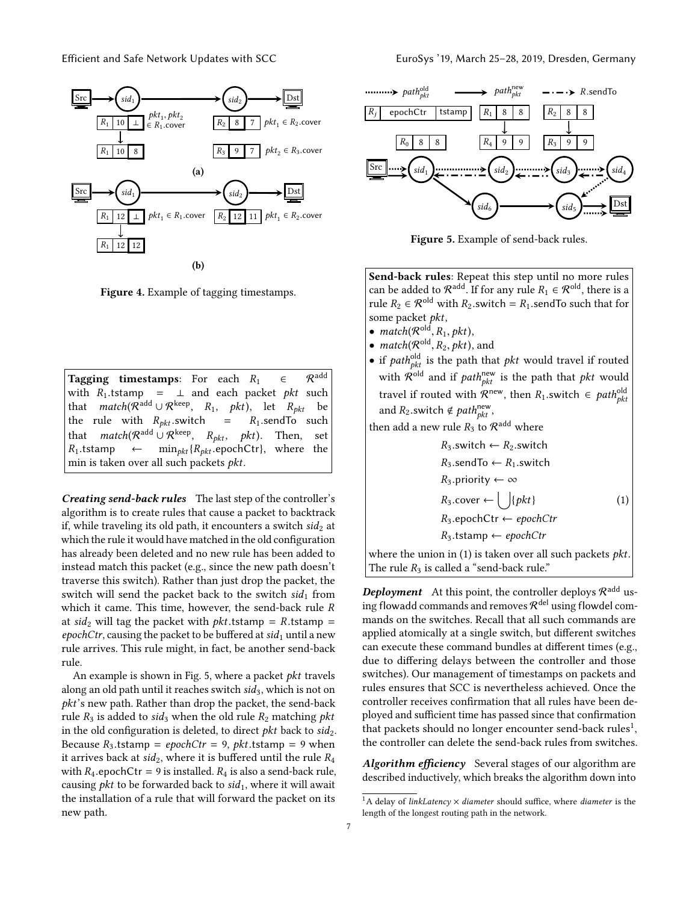Figure 4. Example of tagging timestamps.

**Tagging timestamps**: For each $R_1 \in \mathcal{R}^{\text{add}}$ with $R_1$.tstamp $= \perp$ and each packet *pkt* such that $match(\mathcal{R}^{\text{add}} \cup \mathcal{R}^{\text{keep}}, R_1, pkt)$, let $R_{pkt}$ be the rule with $R_{pkt}$.switch $= R_1$.sendTo such that $match(\mathcal{R}^{\text{add}} \cup \mathcal{R}^{\text{keep}}, R_{pkt}, pkt)$. Then, set $R_1$.tstamp $\leftarrow \min_{pkt}\{R_{pkt}.\text{epochCtr}\}$, where the min is taken over all such packets *pkt*.

***Creating send-back rules*** The last step of the controller's algorithm is to create rules that cause a packet to backtrack if, while traveling its old path, it encounters a switch $sid_2$ at which the rule it would have matched in the old configuration has already been deleted and no new rule has been added to instead match this packet (e.g., since the new path doesn't traverse this switch). Rather than just drop the packet, the switch will send the packet back to the switch $sid_1$ from which it came. This time, however, the send-back rule $R$ at $sid_2$ will tag the packet with *pkt*.tstamp $= R$.tstamp $=$ *epochCtr*, causing the packet to be buffered at $sid_1$ until a new rule arrives. This rule might, in fact, be another send-back rule.

An example is shown in Fig. 5, where a packet *pkt* travels along an old path until it reaches switch $sid_3$, which is not on *pkt*'s new path. Rather than drop the packet, the send-back rule $R_3$ is added to $sid_3$ when the old rule $R_2$ matching *pkt* in the old configuration is deleted, to direct *pkt* back to $sid_2$. Because $R_3$.tstamp $=$ *epochCtr* $= 9$, *pkt*.tstamp $= 9$ when it arrives back at $sid_2$, where it is buffered until the rule $R_4$ with $R_4$.epochCtr $= 9$ is installed. $R_4$ is also a send-back rule, causing *pkt* to be forwarded back to $sid_1$, where it will await the installation of a rule that will forward the packet on its new path.

Figure 5. Example of send-back rules.

**Send-back rules**: Repeat this step until no more rules can be added to $\mathcal{R}^{\text{add}}$. If for any rule $R_1 \in \mathcal{R}^{\text{old}}$, there is a rule $R_2 \in \mathcal{R}^{\text{old}}$ with $R_2$.switch $= R_1$.sendTo such that for some packet *pkt*,

- $match(\mathcal{R}^{\text{old}}, R_1, pkt)$,
- $match(\mathcal{R}^{\text{old}}, R_2, pkt)$, and
- if $path^{\text{old}}_{pkt}$ is the path that *pkt* would travel if routed with $\mathcal{R}^{\text{old}}$ and if $path^{\text{new}}_{pkt}$ is the path that *pkt* would travel if routed with $\mathcal{R}^{\text{new}}$, then $R_1$.switch $\in path^{\text{old}}_{pkt}$ and $R_2$.switch $\notin path^{\text{new}}_{pkt}$,

then add a new rule $R_3$ to $\mathcal{R}^{\text{add}}$ where

$$
\begin{aligned}
R_3.\text{switch} &\leftarrow R_2.\text{switch} \\
R_3.\text{sendTo} &\leftarrow R_1.\text{switch} \\
R_3.\text{priority} &\leftarrow \infty \\
R_3.\text{cover} &\leftarrow \bigcup \{pkt\} \qquad (1) \\
R_3.\text{epochCtr} &\leftarrow epochCtr \\
R_3.\text{tstamp} &\leftarrow epochCtr
\end{aligned}
$$

where the union in (1) is taken over all such packets *pkt*. The rule $R_3$ is called a "send-back rule."

***Deployment*** At this point, the controller deploys $\mathcal{R}^{\text{add}}$ using flowadd commands and removes $\mathcal{R}^{\text{del}}$ using flowdel commands on the switches. Recall that all such commands are applied atomically at a single switch, but different switches can execute these command bundles at different times (e.g., due to differing delays between the controller and those switches). Our management of timestamps on packets and rules ensures that SCC is nevertheless achieved. Once the controller receives confirmation that all rules have been deployed and sufficient time has passed since that confirmation that packets should no longer encounter send-back rules[1], the controller can delete the send-back rules from switches.

***Algorithm efficiency*** Several stages of our algorithm are described inductively, which breaks the algorithm down into

[1] A delay of *linkLatency* × *diameter* should suffice, where *diameter* is the length of the longest routing path in the network.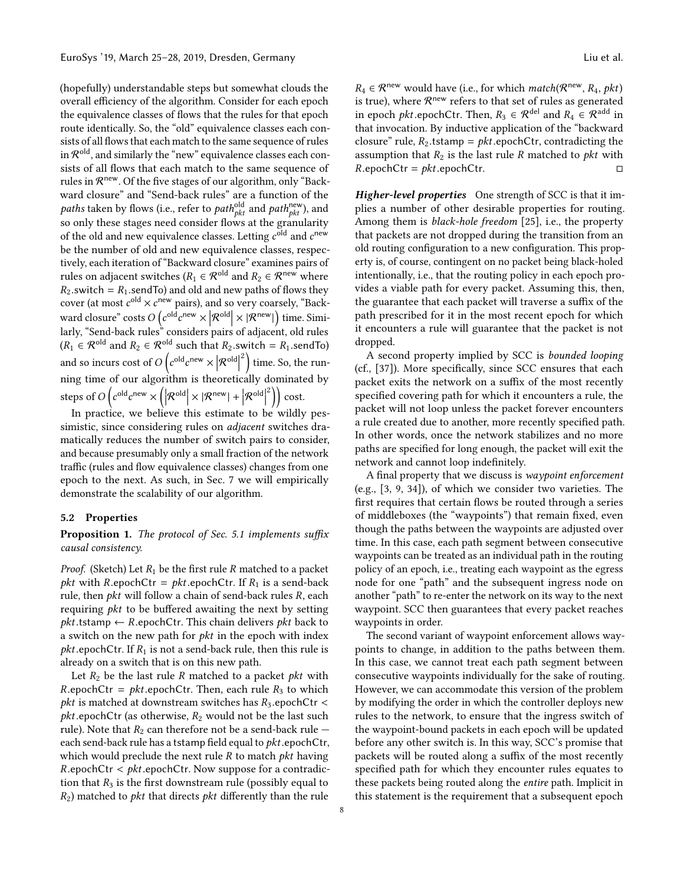(hopefully) understandable steps but somewhat clouds the overall efficiency of the algorithm. Consider for each epoch the equivalence classes of flows that the rules for that epoch route identically. So, the "old" equivalence classes each consists of all flows that each match to the same sequence of rules in $\mathcal{R}^{\text{old}}$, and similarly the "new" equivalence classes each consists of all flows that each match to the same sequence of rules in $\mathcal{R}^{\text{new}}$. Of the five stages of our algorithm, only "Backward closure" and "Send-back rules" are a function of the *paths* taken by flows (i.e., refer to $path^{\text{old}}_{pkt}$ and $path^{\text{new}}_{pkt}$), and so only these stages need consider flows at the granularity of the old and new equivalence classes. Letting $c^{\text{old}}$ and $c^{\text{new}}$ be the number of old and new equivalence classes, respectively, each iteration of "Backward closure" examines pairs of rules on adjacent switches ($R_1 \in \mathcal{R}^{\text{old}}$ and $R_2 \in \mathcal{R}^{\text{new}}$ where $R_2$.switch = $R_1$.sendTo) and old and new paths of flows they cover (at most $c^{\text{old}} \times c^{\text{new}}$ pairs), and so very coarsely, "Backward closure" costs $O\left(c^{\text{old}}c^{\text{new}} \times \left|\mathcal{R}^{\text{old}}\right| \times |\mathcal{R}^{\text{new}}|\right)$ time. Similarly, "Send-back rules" considers pairs of adjacent, old rules ($R_1 \in \mathcal{R}^{\text{old}}$ and $R_2 \in \mathcal{R}^{\text{old}}$ such that $R_2$.switch = $R_1$.sendTo) and so incurs cost of $O\left(c^{\text{old}}c^{\text{new}} \times \left|\mathcal{R}^{\text{old}}\right|^2\right)$ time. So, the running time of our algorithm is theoretically dominated by steps of $O\left(c^{\text{old}}c^{\text{new}} \times \left(\left|\mathcal{R}^{\text{old}}\right| \times |\mathcal{R}^{\text{new}}| + \left|\mathcal{R}^{\text{old}}\right|^2\right)\right)$ cost.

In practice, we believe this estimate to be wildly pessimistic, since considering rules on *adjacent* switches dramatically reduces the number of switch pairs to consider, and because presumably only a small fraction of the network traffic (rules and flow equivalence classes) changes from one epoch to the next. As such, in Sec. 7 we will empirically demonstrate the scalability of our algorithm.

### 5.2 Properties

**Proposition 1.** *The protocol of Sec. 5.1 implements suffix causal consistency.*

*Proof.* (Sketch) Let $R_1$ be the first rule $R$ matched to a packet *pkt* with $R$.epochCtr = *pkt*.epochCtr. If $R_1$ is a send-back rule, then *pkt* will follow a chain of send-back rules $R$, each requiring *pkt* to be buffered awaiting the next by setting *pkt*.tstamp ← $R$.epochCtr. This chain delivers *pkt* back to a switch on the new path for *pkt* in the epoch with index *pkt*.epochCtr. If $R_1$ is not a send-back rule, then this rule is already on a switch that is on this new path.

Let $R_2$ be the last rule $R$ matched to a packet *pkt* with $R$.epochCtr = *pkt*.epochCtr. Then, each rule $R_3$ to which *pkt* is matched at downstream switches has $R_3$.epochCtr < *pkt*.epochCtr (as otherwise, $R_2$ would not be the last such rule). Note that $R_2$ can therefore not be a send-back rule — each send-back rule has a tstamp field equal to *pkt*.epochCtr, which would preclude the next rule $R$ to match *pkt* having $R$.epochCtr < *pkt*.epochCtr. Now suppose for a contradiction that $R_3$ is the first downstream rule (possibly equal to $R_2$) matched to *pkt* that directs *pkt* differently than the rule $R_4 \in \mathcal{R}^{\text{new}}$ would have (i.e., for which *match*($\mathcal{R}^{\text{new}}$, $R_4$, *pkt*) is true), where $\mathcal{R}^{\text{new}}$ refers to that set of rules as generated in epoch *pkt*.epochCtr. Then, $R_3 \in \mathcal{R}^{\text{del}}$ and $R_4 \in \mathcal{R}^{\text{add}}$ in that invocation. By inductive application of the "backward closure" rule, $R_2$.tstamp = *pkt*.epochCtr, contradicting the assumption that $R_2$ is the last rule $R$ matched to *pkt* with $R$.epochCtr = *pkt*.epochCtr. □

***Higher-level properties*** One strength of SCC is that it implies a number of other desirable properties for routing. Among them is *black-hole freedom* [25], i.e., the property that packets are not dropped during the transition from an old routing configuration to a new configuration. This property is, of course, contingent on no packet being black-holed intentionally, i.e., that the routing policy in each epoch provides a viable path for every packet. Assuming this, then, the guarantee that each packet will traverse a suffix of the path prescribed for it in the most recent epoch for which it encounters a rule will guarantee that the packet is not dropped.

A second property implied by SCC is *bounded looping* (cf., [37]). More specifically, since SCC ensures that each packet exits the network on a suffix of the most recently specified covering path for which it encounters a rule, the packet will not loop unless the packet forever encounters a rule created due to another, more recently specified path. In other words, once the network stabilizes and no more paths are specified for long enough, the packet will exit the network and cannot loop indefinitely.

A final property that we discuss is *waypoint enforcement* (e.g., [3, 9, 34]), of which we consider two varieties. The first requires that certain flows be routed through a series of middleboxes (the "waypoints") that remain fixed, even though the paths between the waypoints are adjusted over time. In this case, each path segment between consecutive waypoints can be treated as an individual path in the routing policy of an epoch, i.e., treating each waypoint as the egress node for one "path" and the subsequent ingress node on another "path" to re-enter the network on its way to the next waypoint. SCC then guarantees that every packet reaches waypoints in order.

The second variant of waypoint enforcement allows waypoints to change, in addition to the paths between them. In this case, we cannot treat each path segment between consecutive waypoints individually for the sake of routing. However, we can accommodate this version of the problem by modifying the order in which the controller deploys new rules to the network, to ensure that the ingress switch of the waypoint-bound packets in each epoch will be updated before any other switch is. In this way, SCC's promise that packets will be routed along a suffix of the most recently specified path for which they encounter rules equates to these packets being routed along the *entire* path. Implicit in this statement is the requirement that a subsequent epoch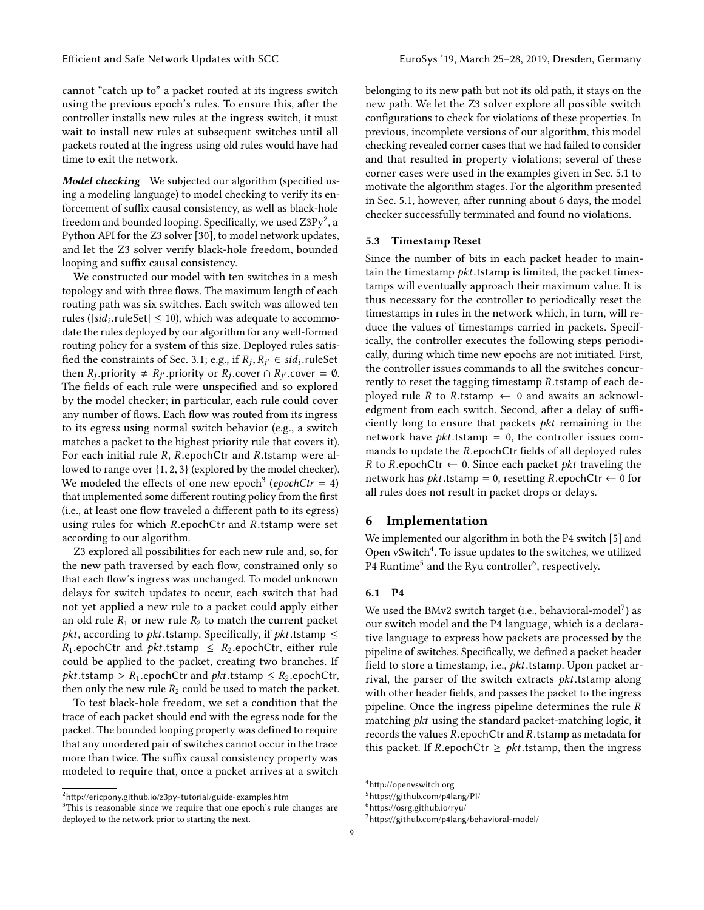cannot "catch up to" a packet routed at its ingress switch using the previous epoch's rules. To ensure this, after the controller installs new rules at the ingress switch, it must wait to install new rules at subsequent switches until all packets routed at the ingress using old rules would have had time to exit the network.

***Model checking*** We subjected our algorithm (specified using a modeling language) to model checking to verify its enforcement of suffix causal consistency, as well as black-hole freedom and bounded looping. Specifically, we used Z3Py[2], a Python API for the Z3 solver [30], to model network updates, and let the Z3 solver verify black-hole freedom, bounded looping and suffix causal consistency.

We constructed our model with ten switches in a mesh topology and with three flows. The maximum length of each routing path was six switches. Each switch was allowed ten rules ($|sid_i.\text{ruleSet}| \leq 10$), which was adequate to accommodate the rules deployed by our algorithm for any well-formed routing policy for a system of this size. Deployed rules satisfied the constraints of Sec. 3.1; e.g., if $R_j, R_{j'} \in sid_i.\text{ruleSet}$ then $R_j.\text{priority} \neq R_{j'}.\text{priority}$ or $R_j.\text{cover} \cap R_{j'}.\text{cover} = \emptyset$. The fields of each rule were unspecified and so explored by the model checker; in particular, each rule could cover any number of flows. Each flow was routed from its ingress to its egress using normal switch behavior (e.g., a switch matches a packet to the highest priority rule that covers it). For each initial rule $R$, $R.\text{epochCtr}$ and $R.\text{tstamp}$ were allowed to range over $\{1, 2, 3\}$ (explored by the model checker). We modeled the effects of one new epoch[3] ($epochCtr = 4$) that implemented some different routing policy from the first (i.e., at least one flow traveled a different path to its egress) using rules for which $R.\text{epochCtr}$ and $R.\text{tstamp}$ were set according to our algorithm.

Z3 explored all possibilities for each new rule and, so, for the new path traversed by each flow, constrained only so that each flow's ingress was unchanged. To model unknown delays for switch updates to occur, each switch that had not yet applied a new rule to a packet could apply either an old rule $R_1$ or new rule $R_2$ to match the current packet $pkt$, according to $pkt.\text{tstamp}$. Specifically, if $pkt.\text{tstamp} \leq R_1.\text{epochCtr}$ and $pkt.\text{tstamp} \leq R_2.\text{epochCtr}$, either rule could be applied to the packet, creating two branches. If $pkt.\text{tstamp} > R_1.\text{epochCtr}$ and $pkt.\text{tstamp} \leq R_2.\text{epochCtr}$, then only the new rule $R_2$ could be used to match the packet.

To test black-hole freedom, we set a condition that the trace of each packet should end with the egress node for the packet. The bounded looping property was defined to require that any unordered pair of switches cannot occur in the trace more than twice. The suffix causal consistency property was modeled to require that, once a packet arrives at a switch belonging to its new path but not its old path, it stays on the new path. We let the Z3 solver explore all possible switch configurations to check for violations of these properties. In previous, incomplete versions of our algorithm, this model checking revealed corner cases that we had failed to consider and that resulted in property violations; several of these corner cases were used in the examples given in Sec. 5.1 to motivate the algorithm stages. For the algorithm presented in Sec. 5.1, however, after running about 6 days, the model checker successfully terminated and found no violations.

### 5.3 Timestamp Reset

Since the number of bits in each packet header to maintain the timestamp $pkt.\text{tstamp}$ is limited, the packet timestamps will eventually approach their maximum value. It is thus necessary for the controller to periodically reset the timestamps in rules in the network which, in turn, will reduce the values of timestamps carried in packets. Specifically, the controller executes the following steps periodically, during which time new epochs are not initiated. First, the controller issues commands to all the switches concurrently to reset the tagging timestamp $R.\text{tstamp}$ of each deployed rule $R$ to $R.\text{tstamp} \leftarrow 0$ and awaits an acknowledgment from each switch. Second, after a delay of sufficiently long to ensure that packets $pkt$ remaining in the network have $pkt.\text{tstamp} = 0$, the controller issues commands to update the $R.\text{epochCtr}$ fields of all deployed rules $R$ to $R.\text{epochCtr} \leftarrow 0$. Since each packet $pkt$ traveling the network has $pkt.\text{tstamp} = 0$, resetting $R.\text{epochCtr} \leftarrow 0$ for all rules does not result in packet drops or delays.

## 6 Implementation

We implemented our algorithm in both the P4 switch [5] and Open vSwitch[4]. To issue updates to the switches, we utilized P4 Runtime[5] and the Ryu controller[6], respectively.

### 6.1 P4

We used the BMv2 switch target (i.e., behavioral-model[7]) as our switch model and the P4 language, which is a declarative language to express how packets are processed by the pipeline of switches. Specifically, we defined a packet header field to store a timestamp, i.e., $pkt.\text{tstamp}$. Upon packet arrival, the parser of the switch extracts $pkt.\text{tstamp}$ along with other header fields, and passes the packet to the ingress pipeline. Once the ingress pipeline determines the rule $R$ matching $pkt$ using the standard packet-matching logic, it records the values $R.\text{epochCtr}$ and $R.\text{tstamp}$ as metadata for this packet. If $R.\text{epochCtr} \geq pkt.\text{tstamp}$, then the ingress

---

[2] http://ericpony.github.io/z3py-tutorial/guide-examples.htm

[3] This is reasonable since we require that one epoch's rule changes are deployed to the network prior to starting the next.

[4] http://openvswitch.org

[5] https://github.com/p4lang/PI/

[6] https://osrg.github.io/ryu/

[7] https://github.com/p4lang/behavioral-model/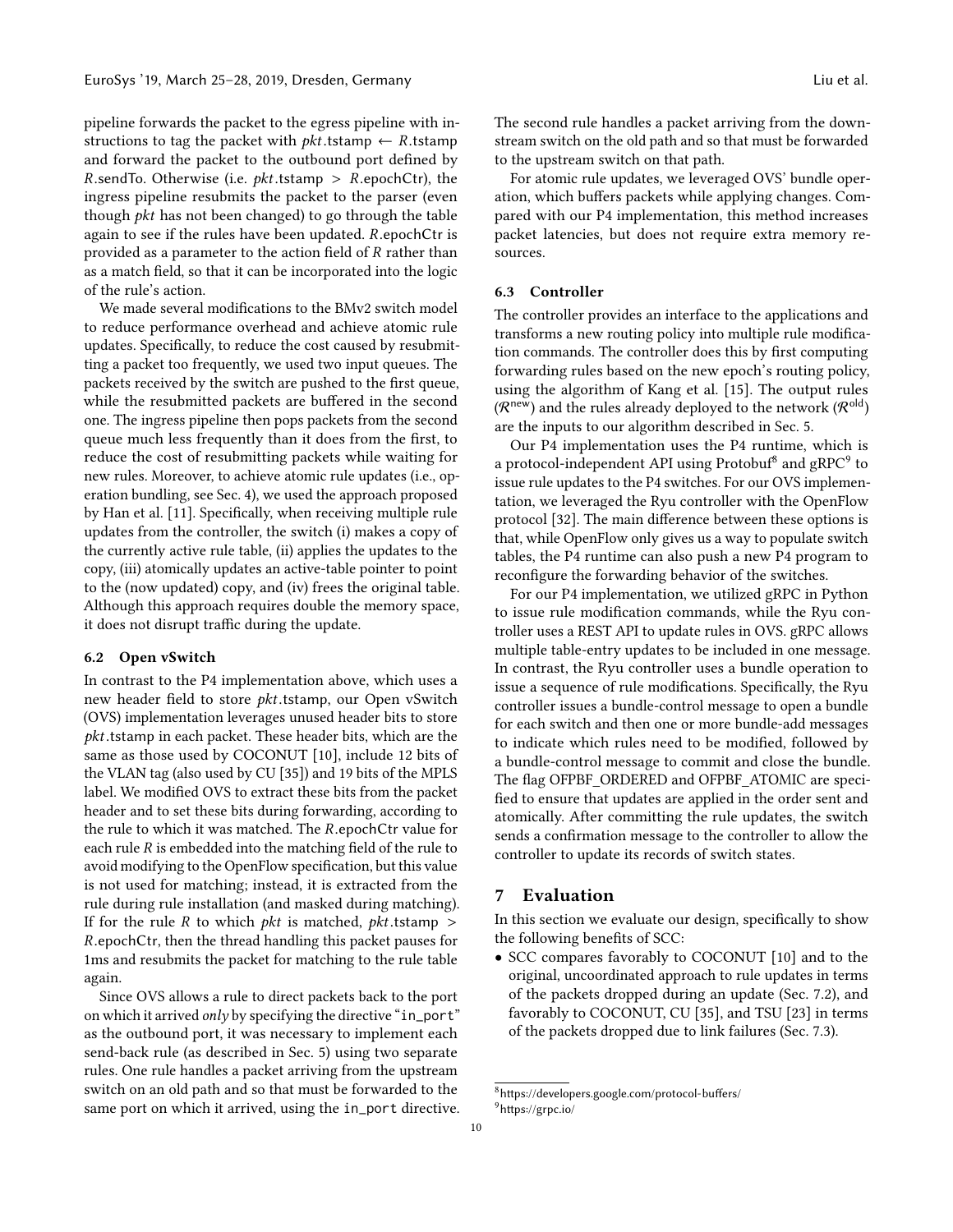pipeline forwards the packet to the egress pipeline with instructions to tag the packet with $pkt$.tstamp ← $R$.tstamp and forward the packet to the outbound port defined by $R$.sendTo. Otherwise (i.e. $pkt$.tstamp > $R$.epochCtr), the ingress pipeline resubmits the packet to the parser (even though $pkt$ has not been changed) to go through the table again to see if the rules have been updated. $R$.epochCtr is provided as a parameter to the action field of $R$ rather than as a match field, so that it can be incorporated into the logic of the rule's action.

We made several modifications to the BMv2 switch model to reduce performance overhead and achieve atomic rule updates. Specifically, to reduce the cost caused by resubmitting a packet too frequently, we used two input queues. The packets received by the switch are pushed to the first queue, while the resubmitted packets are buffered in the second one. The ingress pipeline then pops packets from the second queue much less frequently than it does from the first, to reduce the cost of resubmitting packets while waiting for new rules. Moreover, to achieve atomic rule updates (i.e., operation bundling, see Sec. 4), we used the approach proposed by Han et al. [11]. Specifically, when receiving multiple rule updates from the controller, the switch (i) makes a copy of the currently active rule table, (ii) applies the updates to the copy, (iii) atomically updates an active-table pointer to point to the (now updated) copy, and (iv) frees the original table. Although this approach requires double the memory space, it does not disrupt traffic during the update.

### 6.2 Open vSwitch

In contrast to the P4 implementation above, which uses a new header field to store $pkt$.tstamp, our Open vSwitch (OVS) implementation leverages unused header bits to store $pkt$.tstamp in each packet. These header bits, which are the same as those used by COCONUT [10], include 12 bits of the VLAN tag (also used by CU [35]) and 19 bits of the MPLS label. We modified OVS to extract these bits from the packet header and to set these bits during forwarding, according to the rule to which it was matched. The $R$.epochCtr value for each rule $R$ is embedded into the matching field of the rule to avoid modifying to the OpenFlow specification, but this value is not used for matching; instead, it is extracted from the rule during rule installation (and masked during matching). If for the rule $R$ to which $pkt$ is matched, $pkt$.tstamp > $R$.epochCtr, then the thread handling this packet pauses for 1ms and resubmits the packet for matching to the rule table again.

Since OVS allows a rule to direct packets back to the port on which it arrived *only* by specifying the directive "`in_port`" as the outbound port, it was necessary to implement each send-back rule (as described in Sec. 5) using two separate rules. One rule handles a packet arriving from the upstream switch on an old path and so that must be forwarded to the same port on which it arrived, using the `in_port` directive. The second rule handles a packet arriving from the downstream switch on the old path and so that must be forwarded to the upstream switch on that path.

For atomic rule updates, we leveraged OVS' bundle operation, which buffers packets while applying changes. Compared with our P4 implementation, this method increases packet latencies, but does not require extra memory resources.

### 6.3 Controller

The controller provides an interface to the applications and transforms a new routing policy into multiple rule modification commands. The controller does this by first computing forwarding rules based on the new epoch's routing policy, using the algorithm of Kang et al. [15]. The output rules ($\mathcal{R}^{\text{new}}$) and the rules already deployed to the network ($\mathcal{R}^{\text{old}}$) are the inputs to our algorithm described in Sec. 5.

Our P4 implementation uses the P4 runtime, which is a protocol-independent API using Protobuf[8] and gRPC[9] to issue rule updates to the P4 switches. For our OVS implementation, we leveraged the Ryu controller with the OpenFlow protocol [32]. The main difference between these options is that, while OpenFlow only gives us a way to populate switch tables, the P4 runtime can also push a new P4 program to reconfigure the forwarding behavior of the switches.

For our P4 implementation, we utilized gRPC in Python to issue rule modification commands, while the Ryu controller uses a REST API to update rules in OVS. gRPC allows multiple table-entry updates to be included in one message. In contrast, the Ryu controller uses a bundle operation to issue a sequence of rule modifications. Specifically, the Ryu controller issues a bundle-control message to open a bundle for each switch and then one or more bundle-add messages to indicate which rules need to be modified, followed by a bundle-control message to commit and close the bundle. The flag OFPBF_ORDERED and OFPBF_ATOMIC are specified to ensure that updates are applied in the order sent and atomically. After committing the rule updates, the switch sends a confirmation message to the controller to allow the controller to update its records of switch states.

## 7 Evaluation

In this section we evaluate our design, specifically to show the following benefits of SCC:

- SCC compares favorably to COCONUT [10] and to the original, uncoordinated approach to rule updates in terms of the packets dropped during an update (Sec. 7.2), and favorably to COCONUT, CU [35], and TSU [23] in terms of the packets dropped due to link failures (Sec. 7.3).

[8] https://developers.google.com/protocol-buffers/

[9] https://grpc.io/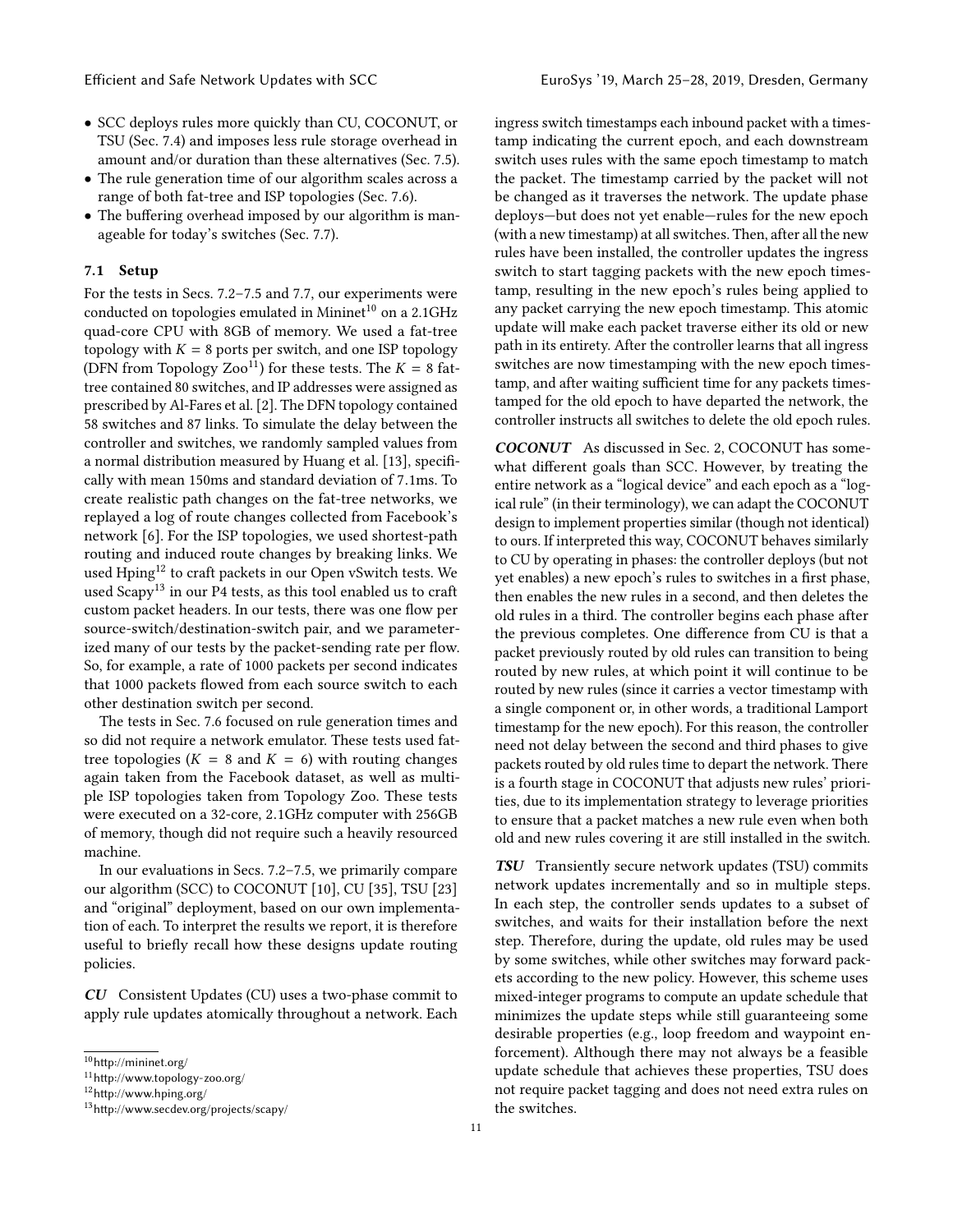- SCC deploys rules more quickly than CU, COCONUT, or TSU (Sec. 7.4) and imposes less rule storage overhead in amount and/or duration than these alternatives (Sec. 7.5).
- The rule generation time of our algorithm scales across a range of both fat-tree and ISP topologies (Sec. 7.6).
- The buffering overhead imposed by our algorithm is manageable for today's switches (Sec. 7.7).

### 7.1 Setup

For the tests in Secs. 7.2–7.5 and 7.7, our experiments were conducted on topologies emulated in Mininet[10] on a 2.1GHz quad-core CPU with 8GB of memory. We used a fat-tree topology with $K = 8$ ports per switch, and one ISP topology (DFN from Topology Zoo[11]) for these tests. The $K = 8$ fat-tree contained 80 switches, and IP addresses were assigned as prescribed by Al-Fares et al. [2]. The DFN topology contained 58 switches and 87 links. To simulate the delay between the controller and switches, we randomly sampled values from a normal distribution measured by Huang et al. [13], specifically with mean 150ms and standard deviation of 7.1ms. To create realistic path changes on the fat-tree networks, we replayed a log of route changes collected from Facebook's network [6]. For the ISP topologies, we used shortest-path routing and induced route changes by breaking links. We used Hping[12] to craft packets in our Open vSwitch tests. We used Scapy[13] in our P4 tests, as this tool enabled us to craft custom packet headers. In our tests, there was one flow per source-switch/destination-switch pair, and we parameterized many of our tests by the packet-sending rate per flow. So, for example, a rate of 1000 packets per second indicates that 1000 packets flowed from each source switch to each other destination switch per second.

The tests in Sec. 7.6 focused on rule generation times and so did not require a network emulator. These tests used fat-tree topologies ($K = 8$ and $K = 6$) with routing changes again taken from the Facebook dataset, as well as multiple ISP topologies taken from Topology Zoo. These tests were executed on a 32-core, 2.1GHz computer with 256GB of memory, though did not require such a heavily resourced machine.

In our evaluations in Secs. 7.2–7.5, we primarily compare our algorithm (SCC) to COCONUT [10], CU [35], TSU [23] and "original" deployment, based on our own implementation of each. To interpret the results we report, it is therefore useful to briefly recall how these designs update routing policies.

***CU*** Consistent Updates (CU) uses a two-phase commit to apply rule updates atomically throughout a network. Each ingress switch timestamps each inbound packet with a timestamp indicating the current epoch, and each downstream switch uses rules with the same epoch timestamp to match the packet. The timestamp carried by the packet will not be changed as it traverses the network. The update phase deploys—but does not yet enable—rules for the new epoch (with a new timestamp) at all switches. Then, after all the new rules have been installed, the controller updates the ingress switch to start tagging packets with the new epoch timestamp, resulting in the new epoch's rules being applied to any packet carrying the new epoch timestamp. This atomic update will make each packet traverse either its old or new path in its entirety. After the controller learns that all ingress switches are now timestamping with the new epoch timestamp, and after waiting sufficient time for any packets timestamped for the old epoch to have departed the network, the controller instructs all switches to delete the old epoch rules.

***COCONUT*** As discussed in Sec. 2, COCONUT has somewhat different goals than SCC. However, by treating the entire network as a "logical device" and each epoch as a "logical rule" (in their terminology), we can adapt the COCONUT design to implement properties similar (though not identical) to ours. If interpreted this way, COCONUT behaves similarly to CU by operating in phases: the controller deploys (but not yet enables) a new epoch's rules to switches in a first phase, then enables the new rules in a second, and then deletes the old rules in a third. The controller begins each phase after the previous completes. One difference from CU is that a packet previously routed by old rules can transition to being routed by new rules, at which point it will continue to be routed by new rules (since it carries a vector timestamp with a single component or, in other words, a traditional Lamport timestamp for the new epoch). For this reason, the controller need not delay between the second and third phases to give packets routed by old rules time to depart the network. There is a fourth stage in COCONUT that adjusts new rules' priorities, due to its implementation strategy to leverage priorities to ensure that a packet matches a new rule even when both old and new rules covering it are still installed in the switch.

***TSU*** Transiently secure network updates (TSU) commits network updates incrementally and so in multiple steps. In each step, the controller sends updates to a subset of switches, and waits for their installation before the next step. Therefore, during the update, old rules may be used by some switches, while other switches may forward packets according to the new policy. However, this scheme uses mixed-integer programs to compute an update schedule that minimizes the update steps while still guaranteeing some desirable properties (e.g., loop freedom and waypoint enforcement). Although there may not always be a feasible update schedule that achieves these properties, TSU does not require packet tagging and does not need extra rules on the switches.

[10] http://mininet.org/
[11] http://www.topology-zoo.org/
[12] http://www.hping.org/
[13] http://www.secdev.org/projects/scapy/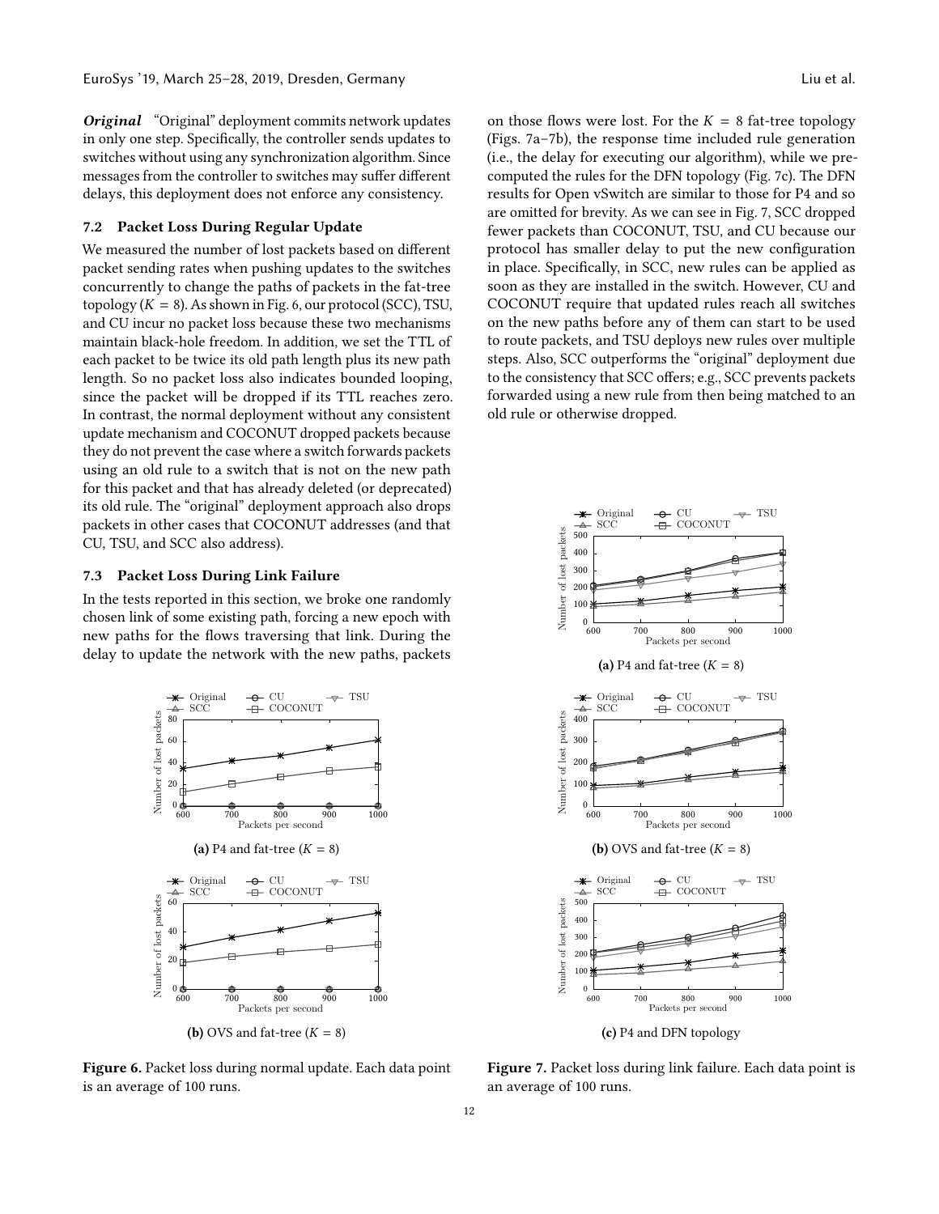***Original*** "Original" deployment commits network updates in only one step. Specifically, the controller sends updates to switches without using any synchronization algorithm. Since messages from the controller to switches may suffer different delays, this deployment does not enforce any consistency.

### 7.2 Packet Loss During Regular Update

We measured the number of lost packets based on different packet sending rates when pushing updates to the switches concurrently to change the paths of packets in the fat-tree topology ($K = 8$). As shown in Fig. 6, our protocol (SCC), TSU, and CU incur no packet loss because these two mechanisms maintain black-hole freedom. In addition, we set the TTL of each packet to be twice its old path length plus its new path length. So no packet loss also indicates bounded looping, since the packet will be dropped if its TTL reaches zero. In contrast, the normal deployment without any consistent update mechanism and COCONUT dropped packets because they do not prevent the case where a switch forwards packets using an old rule to a switch that is not on the new path for this packet and that has already deleted (or deprecated) its old rule. The "original" deployment approach also drops packets in other cases that COCONUT addresses (and that CU, TSU, and SCC also address).

### 7.3 Packet Loss During Link Failure

In the tests reported in this section, we broke one randomly chosen link of some existing path, forcing a new epoch with new paths for the flows traversing that link. During the delay to update the network with the new paths, packets on those flows were lost. For the $K = 8$ fat-tree topology (Figs. 7a–7b), the response time included rule generation (i.e., the delay for executing our algorithm), while we precomputed the rules for the DFN topology (Fig. 7c). The DFN results for Open vSwitch are similar to those for P4 and so are omitted for brevity. As we can see in Fig. 7, SCC dropped fewer packets than COCONUT, TSU, and CU because our protocol has smaller delay to put the new configuration in place. Specifically, in SCC, new rules can be applied as soon as they are installed in the switch. However, CU and COCONUT require that updated rules reach all switches on the new paths before any of them can start to be used to route packets, and TSU deploys new rules over multiple steps. Also, SCC outperforms the "original" deployment due to the consistency that SCC offers; e.g., SCC prevents packets forwarded using a new rule from then being matched to an old rule or otherwise dropped.

**(a)** P4 and fat-tree ($K = 8$)

**(b)** OVS and fat-tree ($K = 8$)

**Figure 6.** Packet loss during normal update. Each data point is an average of 100 runs.

**(a)** P4 and fat-tree ($K = 8$)

**(b)** OVS and fat-tree ($K = 8$)

**(c)** P4 and DFN topology

**Figure 7.** Packet loss during link failure. Each data point is an average of 100 runs.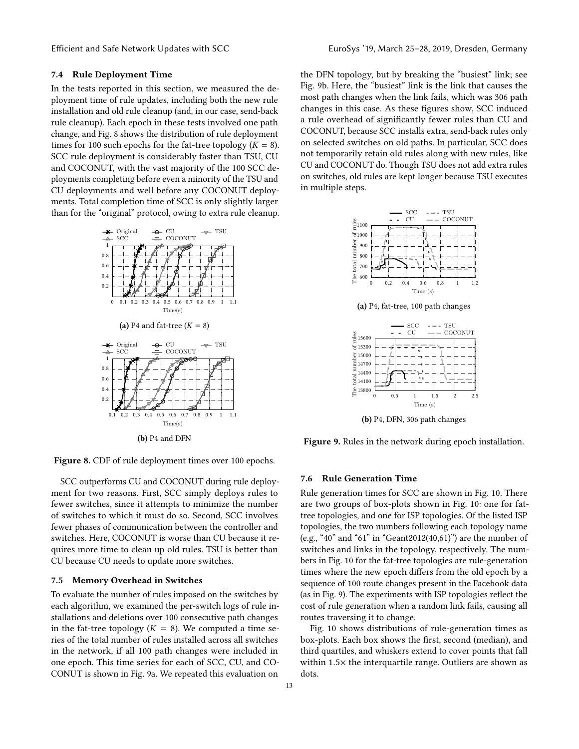### 7.4 Rule Deployment Time

In the tests reported in this section, we measured the deployment time of rule updates, including both the new rule installation and old rule cleanup (and, in our case, send-back rule cleanup). Each epoch in these tests involved one path change, and Fig. 8 shows the distribution of rule deployment times for 100 such epochs for the fat-tree topology ($K = 8$). SCC rule deployment is considerably faster than TSU, CU and COCONUT, with the vast majority of the 100 SCC deployments completing before even a minority of the TSU and CU deployments and well before any COCONUT deployments. Total completion time of SCC is only slightly larger than for the "original" protocol, owing to extra rule cleanup.

(a) P4 and fat-tree ($K = 8$)

(b) P4 and DFN

**Figure 8.** CDF of rule deployment times over 100 epochs.

SCC outperforms CU and COCONUT during rule deployment for two reasons. First, SCC simply deploys rules to fewer switches, since it attempts to minimize the number of switches to which it must do so. Second, SCC involves fewer phases of communication between the controller and switches. Here, COCONUT is worse than CU because it requires more time to clean up old rules. TSU is better than CU because CU needs to update more switches.

### 7.5 Memory Overhead in Switches

To evaluate the number of rules imposed on the switches by each algorithm, we examined the per-switch logs of rule installations and deletions over 100 consecutive path changes in the fat-tree topology ($K = 8$). We computed a time series of the total number of rules installed across all switches in the network, if all 100 path changes were included in one epoch. This time series for each of SCC, CU, and COCONUT is shown in Fig. 9a. We repeated this evaluation on the DFN topology, but by breaking the "busiest" link; see Fig. 9b. Here, the "busiest" link is the link that causes the most path changes when the link fails, which was 306 path changes in this case. As these figures show, SCC induced a rule overhead of significantly fewer rules than CU and COCONUT, because SCC installs extra, send-back rules only on selected switches on old paths. In particular, SCC does not temporarily retain old rules along with new rules, like CU and COCONUT do. Though TSU does not add extra rules on switches, old rules are kept longer because TSU executes in multiple steps.

(a) P4, fat-tree, 100 path changes

(b) P4, DFN, 306 path changes

**Figure 9.** Rules in the network during epoch installation.

### 7.6 Rule Generation Time

Rule generation times for SCC are shown in Fig. 10. There are two groups of box-plots shown in Fig. 10: one for fat-tree topologies, and one for ISP topologies. Of the listed ISP topologies, the two numbers following each topology name (e.g., "40" and "61" in "Geant2012(40,61)") are the number of switches and links in the topology, respectively. The numbers in Fig. 10 for the fat-tree topologies are rule-generation times where the new epoch differs from the old epoch by a sequence of 100 route changes present in the Facebook data (as in Fig. 9). The experiments with ISP topologies reflect the cost of rule generation when a random link fails, causing all routes traversing it to change.

Fig. 10 shows distributions of rule-generation times as box-plots. Each box shows the first, second (median), and third quartiles, and whiskers extend to cover points that fall within 1.5× the interquartile range. Outliers are shown as dots.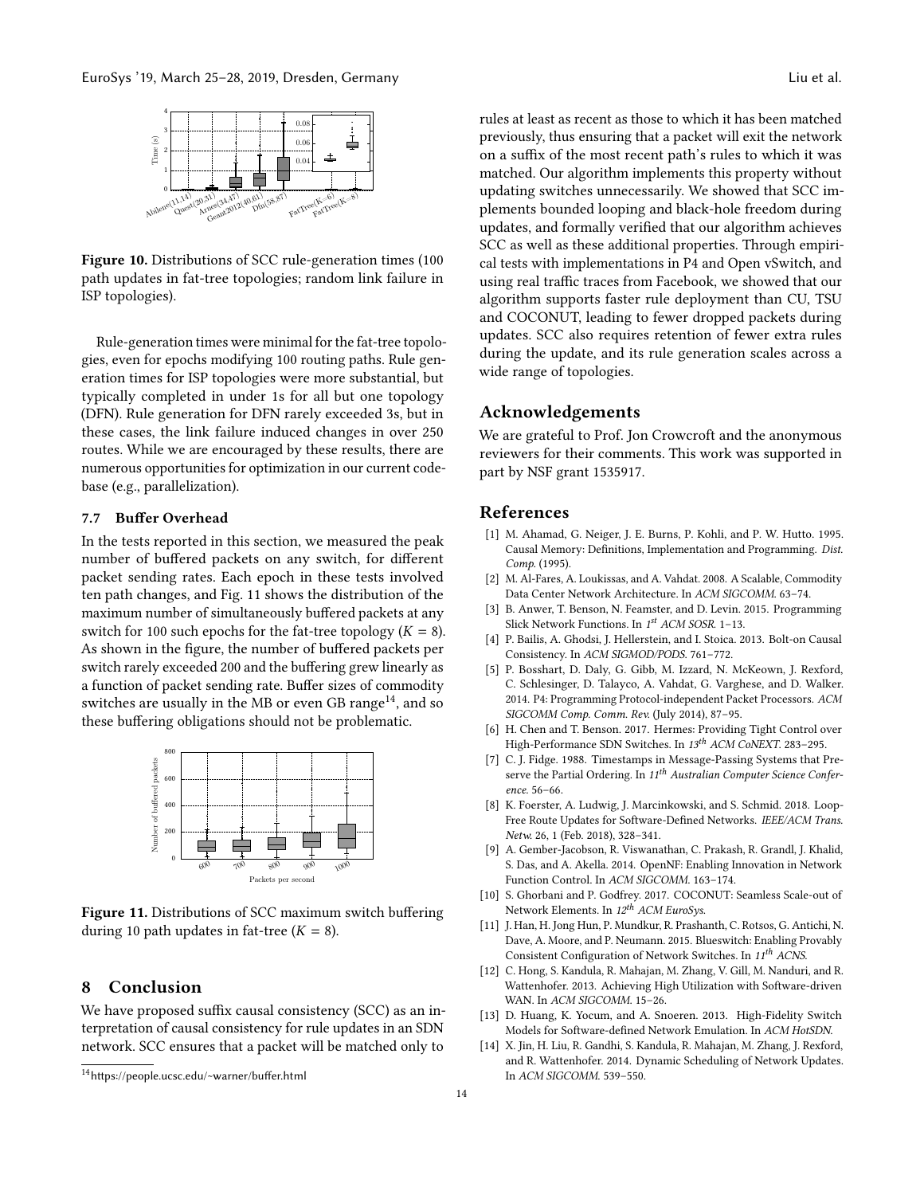**Figure 10.** Distributions of SCC rule-generation times (100 path updates in fat-tree topologies; random link failure in ISP topologies).

Rule-generation times were minimal for the fat-tree topologies, even for epochs modifying 100 routing paths. Rule generation times for ISP topologies were more substantial, but typically completed in under 1s for all but one topology (DFN). Rule generation for DFN rarely exceeded 3s, but in these cases, the link failure induced changes in over 250 routes. While we are encouraged by these results, there are numerous opportunities for optimization in our current codebase (e.g., parallelization).

### 7.7 Buffer Overhead

In the tests reported in this section, we measured the peak number of buffered packets on any switch, for different packet sending rates. Each epoch in these tests involved ten path changes, and Fig. 11 shows the distribution of the maximum number of simultaneously buffered packets at any switch for 100 such epochs for the fat-tree topology ($K = 8$). As shown in the figure, the number of buffered packets per switch rarely exceeded 200 and the buffering grew linearly as a function of packet sending rate. Buffer sizes of commodity switches are usually in the MB or even GB range[14], and so these buffering obligations should not be problematic.

**Figure 11.** Distributions of SCC maximum switch buffering during 10 path updates in fat-tree ($K = 8$).

## 8 Conclusion

We have proposed suffix causal consistency (SCC) as an interpretation of causal consistency for rule updates in an SDN network. SCC ensures that a packet will be matched only to rules at least as recent as those to which it has been matched previously, thus ensuring that a packet will exit the network on a suffix of the most recent path's rules to which it was matched. Our algorithm implements this property without updating switches unnecessarily. We showed that SCC implements bounded looping and black-hole freedom during updates, and formally verified that our algorithm achieves SCC as well as these additional properties. Through empirical tests with implementations in P4 and Open vSwitch, and using real traffic traces from Facebook, we showed that our algorithm supports faster rule deployment than CU, TSU and COCONUT, leading to fewer dropped packets during updates. SCC also requires retention of fewer extra rules during the update, and its rule generation scales across a wide range of topologies.

## Acknowledgements

We are grateful to Prof. Jon Crowcroft and the anonymous reviewers for their comments. This work was supported in part by NSF grant 1535917.

## References

[1] M. Ahamad, G. Neiger, J. E. Burns, P. Kohli, and P. W. Hutto. 1995. Causal Memory: Definitions, Implementation and Programming. *Dist. Comp.* (1995).

[2] M. Al-Fares, A. Loukissas, and A. Vahdat. 2008. A Scalable, Commodity Data Center Network Architecture. In *ACM SIGCOMM.* 63–74.

[3] B. Anwer, T. Benson, N. Feamster, and D. Levin. 2015. Programming Slick Network Functions. In *1st ACM SOSR.* 1–13.

[4] P. Bailis, A. Ghodsi, J. Hellerstein, and I. Stoica. 2013. Bolt-on Causal Consistency. In *ACM SIGMOD/PODS.* 761–772.

[5] P. Bosshart, D. Daly, G. Gibb, M. Izzard, N. McKeown, J. Rexford, C. Schlesinger, D. Talayco, A. Vahdat, G. Varghese, and D. Walker. 2014. P4: Programming Protocol-independent Packet Processors. *ACM SIGCOMM Comp. Comm. Rev.* (July 2014), 87–95.

[6] H. Chen and T. Benson. 2017. Hermes: Providing Tight Control over High-Performance SDN Switches. In *13th ACM CoNEXT.* 283–295.

[7] C. J. Fidge. 1988. Timestamps in Message-Passing Systems that Preserve the Partial Ordering. In *11th Australian Computer Science Conference.* 56–66.

[8] K. Foerster, A. Ludwig, J. Marcinkowski, and S. Schmid. 2018. Loop-Free Route Updates for Software-Defined Networks. *IEEE/ACM Trans. Netw.* 26, 1 (Feb. 2018), 328–341.

[9] A. Gember-Jacobson, R. Viswanathan, C. Prakash, R. Grandl, J. Khalid, S. Das, and A. Akella. 2014. OpenNF: Enabling Innovation in Network Function Control. In *ACM SIGCOMM.* 163–174.

[10] S. Ghorbani and P. Godfrey. 2017. COCONUT: Seamless Scale-out of Network Elements. In *12th ACM EuroSys.*

[11] J. Han, H. Jong Hun, P. Mundkur, R. Prashanth, C. Rotsos, G. Antichi, N. Dave, A. Moore, and P. Neumann. 2015. Blueswitch: Enabling Provably Consistent Configuration of Network Switches. In *11th ACNS.*

[12] C. Hong, S. Kandula, R. Mahajan, M. Zhang, V. Gill, M. Nanduri, and R. Wattenhofer. 2013. Achieving High Utilization with Software-driven WAN. In *ACM SIGCOMM.* 15–26.

[13] D. Huang, K. Yocum, and A. Snoeren. 2013. High-Fidelity Switch Models for Software-defined Network Emulation. In *ACM HotSDN.*

[14] X. Jin, H. Liu, R. Gandhi, S. Kandula, R. Mahajan, M. Zhang, J. Rexford, and R. Wattenhofer. 2014. Dynamic Scheduling of Network Updates. In *ACM SIGCOMM.* 539–550.

[14] https://people.ucsc.edu/~warner/buffer.html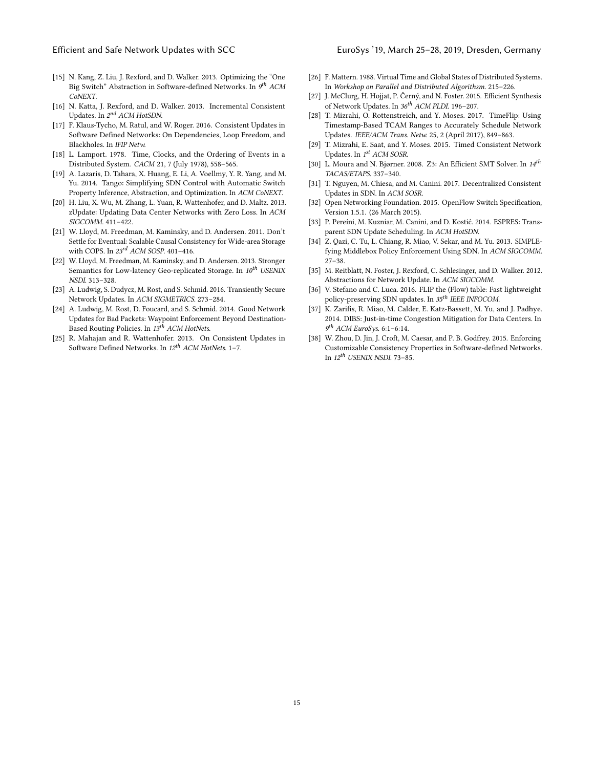[15] N. Kang, Z. Liu, J. Rexford, and D. Walker. 2013. Optimizing the "One Big Switch" Abstraction in Software-defined Networks. In $9^{th}$ *ACM CoNEXT*.

[16] N. Katta, J. Rexford, and D. Walker. 2013. Incremental Consistent Updates. In $2^{nd}$ *ACM HotSDN*.

[17] F. Klaus-Tycho, M. Ratul, and W. Roger. 2016. Consistent Updates in Software Defined Networks: On Dependencies, Loop Freedom, and Blackholes. In *IFIP Netw.*

[18] L. Lamport. 1978. Time, Clocks, and the Ordering of Events in a Distributed System. *CACM* 21, 7 (July 1978), 558–565.

[19] A. Lazaris, D. Tahara, X. Huang, E. Li, A. Voellmy, Y. R. Yang, and M. Yu. 2014. Tango: Simplifying SDN Control with Automatic Switch Property Inference, Abstraction, and Optimization. In *ACM CoNEXT*.

[20] H. Liu, X. Wu, M. Zhang, L. Yuan, R. Wattenhofer, and D. Maltz. 2013. zUpdate: Updating Data Center Networks with Zero Loss. In *ACM SIGCOMM*. 411–422.

[21] W. Lloyd, M. Freedman, M. Kaminsky, and D. Andersen. 2011. Don't Settle for Eventual: Scalable Causal Consistency for Wide-area Storage with COPS. In $23^{rd}$ *ACM SOSP*. 401–416.

[22] W. Lloyd, M. Freedman, M. Kaminsky, and D. Andersen. 2013. Stronger Semantics for Low-latency Geo-replicated Storage. In $10^{th}$ *USENIX NSDI*. 313–328.

[23] A. Ludwig, S. Dudycz, M. Rost, and S. Schmid. 2016. Transiently Secure Network Updates. In *ACM SIGMETRICS*. 273–284.

[24] A. Ludwig, M. Rost, D. Foucard, and S. Schmid. 2014. Good Network Updates for Bad Packets: Waypoint Enforcement Beyond Destination-Based Routing Policies. In $13^{th}$ *ACM HotNets*.

[25] R. Mahajan and R. Wattenhofer. 2013. On Consistent Updates in Software Defined Networks. In $12^{th}$ *ACM HotNets*. 1–7.

[26] F. Mattern. 1988. Virtual Time and Global States of Distributed Systems. In *Workshop on Parallel and Distributed Algorithm*. 215–226.

[27] J. McClurg, H. Hojjat, P. Černý, and N. Foster. 2015. Efficient Synthesis of Network Updates. In $36^{th}$ *ACM PLDI*. 196–207.

[28] T. Mizrahi, O. Rottenstreich, and Y. Moses. 2017. TimeFlip: Using Timestamp-Based TCAM Ranges to Accurately Schedule Network Updates. *IEEE/ACM Trans. Netw.* 25, 2 (April 2017), 849–863.

[29] T. Mizrahi, E. Saat, and Y. Moses. 2015. Timed Consistent Network Updates. In $1^{st}$ *ACM SOSR*.

[30] L. Moura and N. Bjørner. 2008. Z3: An Efficient SMT Solver. In $14^{th}$ *TACAS/ETAPS*. 337–340.

[31] T. Nguyen, M. Chiesa, and M. Canini. 2017. Decentralized Consistent Updates in SDN. In *ACM SOSR*.

[32] Open Networking Foundation. 2015. OpenFlow Switch Specification, Version 1.5.1. (26 March 2015).

[33] P. Pereíni, M. Kuzniar, M. Canini, and D. Kostić. 2014. ESPRES: Transparent SDN Update Scheduling. In *ACM HotSDN*.

[34] Z. Qazi, C. Tu, L. Chiang, R. Miao, V. Sekar, and M. Yu. 2013. SIMPLE-fying Middlebox Policy Enforcement Using SDN. In *ACM SIGCOMM*. 27–38.

[35] M. Reitblatt, N. Foster, J. Rexford, C. Schlesinger, and D. Walker. 2012. Abstractions for Network Update. In *ACM SIGCOMM*.

[36] V. Stefano and C. Luca. 2016. FLIP the (Flow) table: Fast lightweight policy-preserving SDN updates. In $35^{th}$ *IEEE INFOCOM*.

[37] K. Zarifis, R. Miao, M. Calder, E. Katz-Bassett, M. Yu, and J. Padhye. 2014. DIBS: Just-in-time Congestion Mitigation for Data Centers. In $9^{th}$ *ACM EuroSys*. 6:1–6:14.

[38] W. Zhou, D. Jin, J. Croft, M. Caesar, and P. B. Godfrey. 2015. Enforcing Customizable Consistency Properties in Software-defined Networks. In $12^{th}$ *USENIX NSDI*. 73–85.